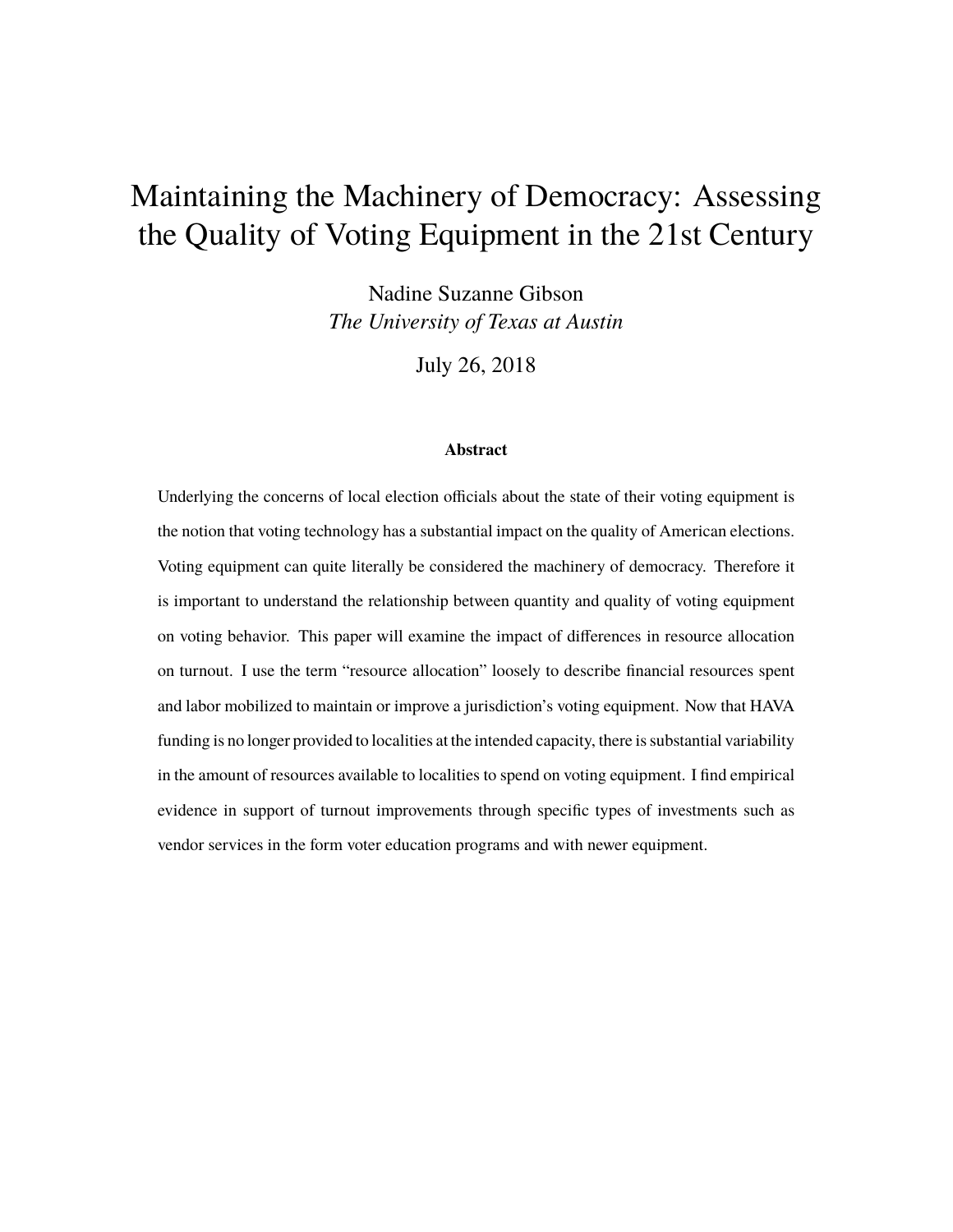# Maintaining the Machinery of Democracy: Assessing the Quality of Voting Equipment in the 21st Century

Nadine Suzanne Gibson
*The University of Texas at Austin*

July 26, 2018

**Abstract**

Underlying the concerns of local election officials about the state of their voting equipment is the notion that voting technology has a substantial impact on the quality of American elections. Voting equipment can quite literally be considered the machinery of democracy. Therefore it is important to understand the relationship between quantity and quality of voting equipment on voting behavior. This paper will examine the impact of differences in resource allocation on turnout. I use the term "resource allocation" loosely to describe financial resources spent and labor mobilized to maintain or improve a jurisdiction's voting equipment. Now that HAVA funding is no longer provided to localities at the intended capacity, there is substantial variability in the amount of resources available to localities to spend on voting equipment. I find empirical evidence in support of turnout improvements through specific types of investments such as vendor services in the form voter education programs and with newer equipment.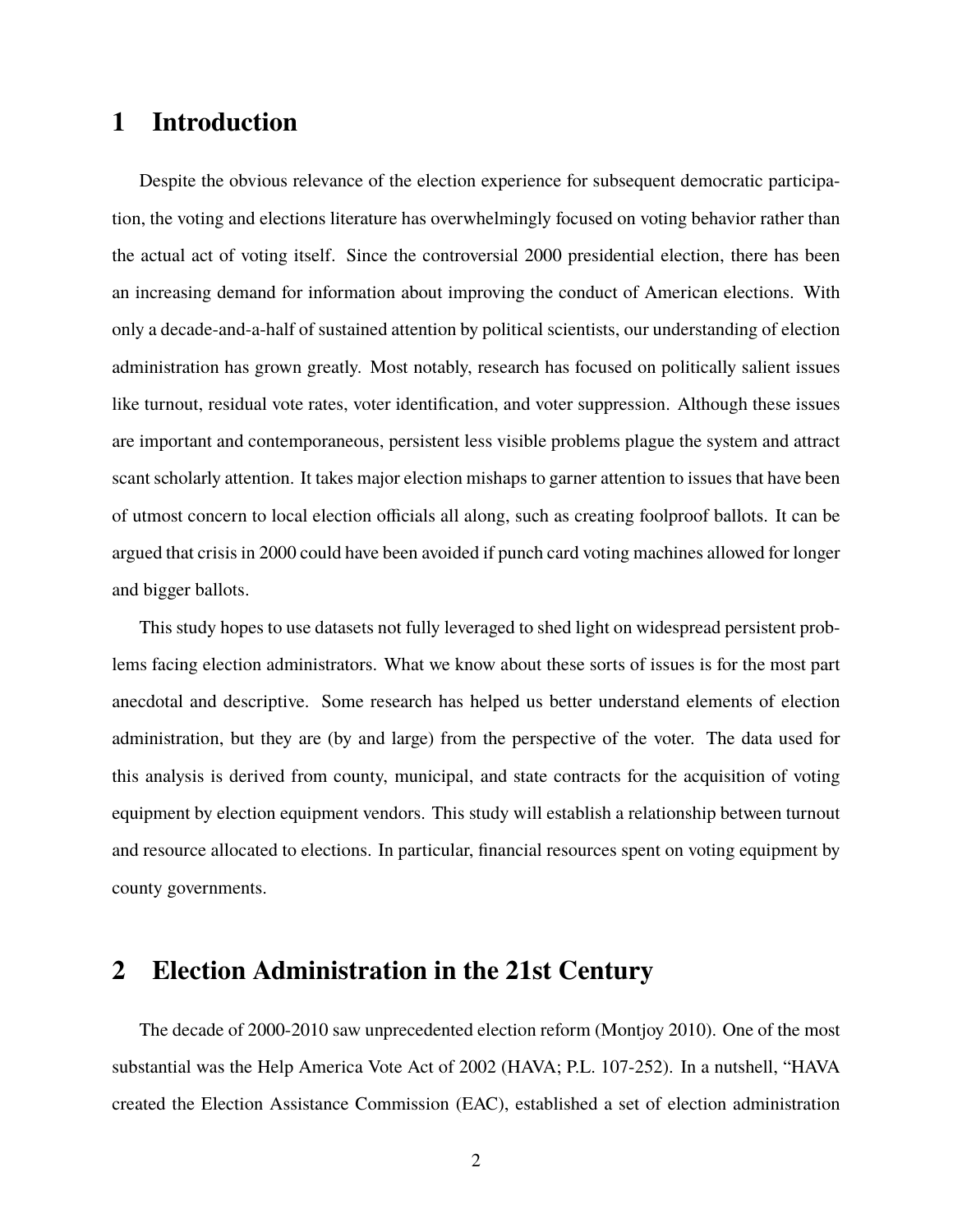# 1 Introduction

Despite the obvious relevance of the election experience for subsequent democratic participation, the voting and elections literature has overwhelmingly focused on voting behavior rather than the actual act of voting itself. Since the controversial 2000 presidential election, there has been an increasing demand for information about improving the conduct of American elections. With only a decade-and-a-half of sustained attention by political scientists, our understanding of election administration has grown greatly. Most notably, research has focused on politically salient issues like turnout, residual vote rates, voter identification, and voter suppression. Although these issues are important and contemporaneous, persistent less visible problems plague the system and attract scant scholarly attention. It takes major election mishaps to garner attention to issues that have been of utmost concern to local election officials all along, such as creating foolproof ballots. It can be argued that crisis in 2000 could have been avoided if punch card voting machines allowed for longer and bigger ballots.

This study hopes to use datasets not fully leveraged to shed light on widespread persistent problems facing election administrators. What we know about these sorts of issues is for the most part anecdotal and descriptive. Some research has helped us better understand elements of election administration, but they are (by and large) from the perspective of the voter. The data used for this analysis is derived from county, municipal, and state contracts for the acquisition of voting equipment by election equipment vendors. This study will establish a relationship between turnout and resource allocated to elections. In particular, financial resources spent on voting equipment by county governments.

# 2 Election Administration in the 21st Century

The decade of 2000-2010 saw unprecedented election reform (Montjoy 2010). One of the most substantial was the Help America Vote Act of 2002 (HAVA; P.L. 107-252). In a nutshell, "HAVA created the Election Assistance Commission (EAC), established a set of election administration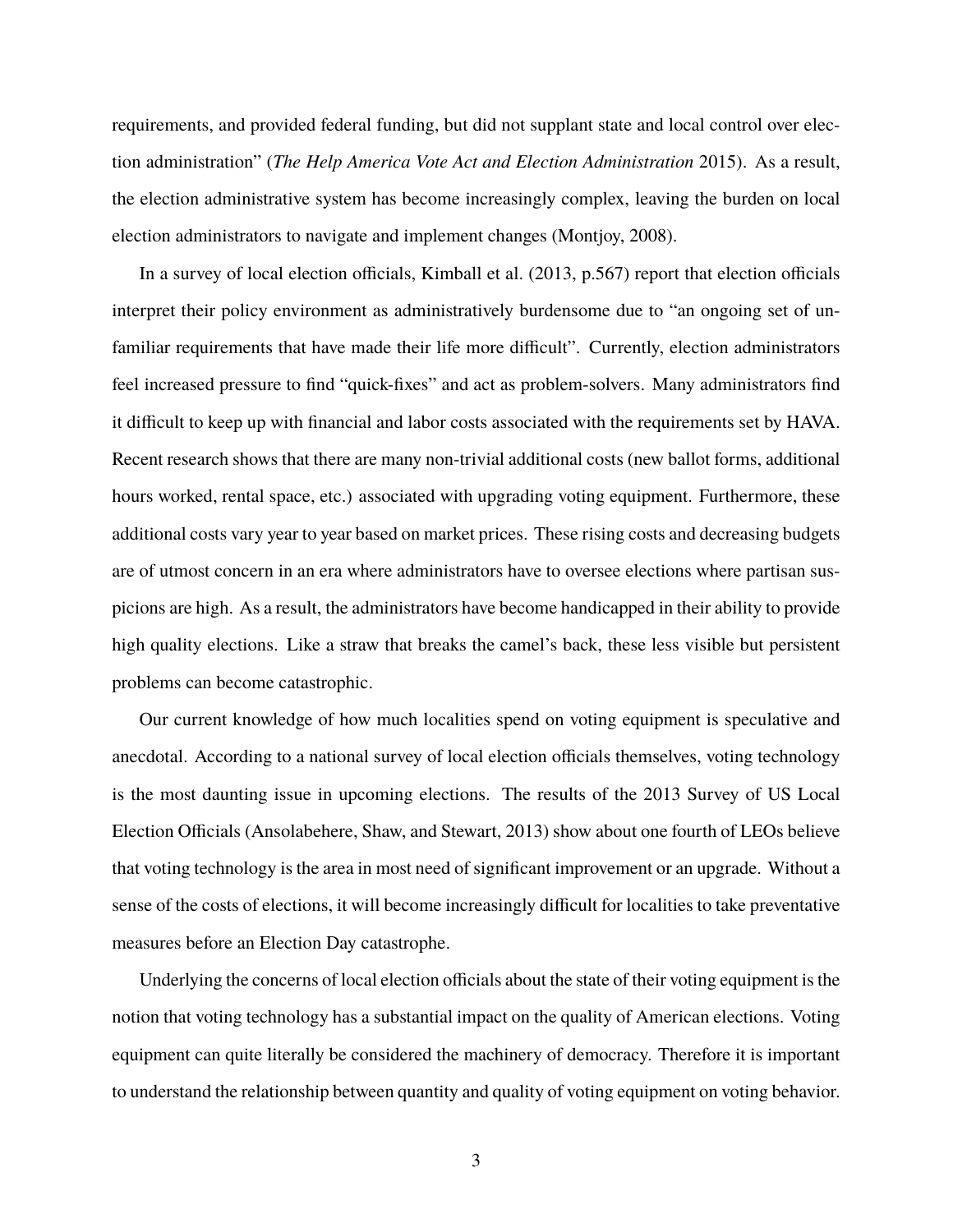requirements, and provided federal funding, but did not supplant state and local control over election administration" (*The Help America Vote Act and Election Administration* 2015). As a result, the election administrative system has become increasingly complex, leaving the burden on local election administrators to navigate and implement changes (Montjoy, 2008).

In a survey of local election officials, Kimball et al. (2013, p.567) report that election officials interpret their policy environment as administratively burdensome due to "an ongoing set of unfamiliar requirements that have made their life more difficult". Currently, election administrators feel increased pressure to find "quick-fixes" and act as problem-solvers. Many administrators find it difficult to keep up with financial and labor costs associated with the requirements set by HAVA. Recent research shows that there are many non-trivial additional costs (new ballot forms, additional hours worked, rental space, etc.) associated with upgrading voting equipment. Furthermore, these additional costs vary year to year based on market prices. These rising costs and decreasing budgets are of utmost concern in an era where administrators have to oversee elections where partisan suspicions are high. As a result, the administrators have become handicapped in their ability to provide high quality elections. Like a straw that breaks the camel's back, these less visible but persistent problems can become catastrophic.

Our current knowledge of how much localities spend on voting equipment is speculative and anecdotal. According to a national survey of local election officials themselves, voting technology is the most daunting issue in upcoming elections. The results of the 2013 Survey of US Local Election Officials (Ansolabehere, Shaw, and Stewart, 2013) show about one fourth of LEOs believe that voting technology is the area in most need of significant improvement or an upgrade. Without a sense of the costs of elections, it will become increasingly difficult for localities to take preventative measures before an Election Day catastrophe.

Underlying the concerns of local election officials about the state of their voting equipment is the notion that voting technology has a substantial impact on the quality of American elections. Voting equipment can quite literally be considered the machinery of democracy. Therefore it is important to understand the relationship between quantity and quality of voting equipment on voting behavior.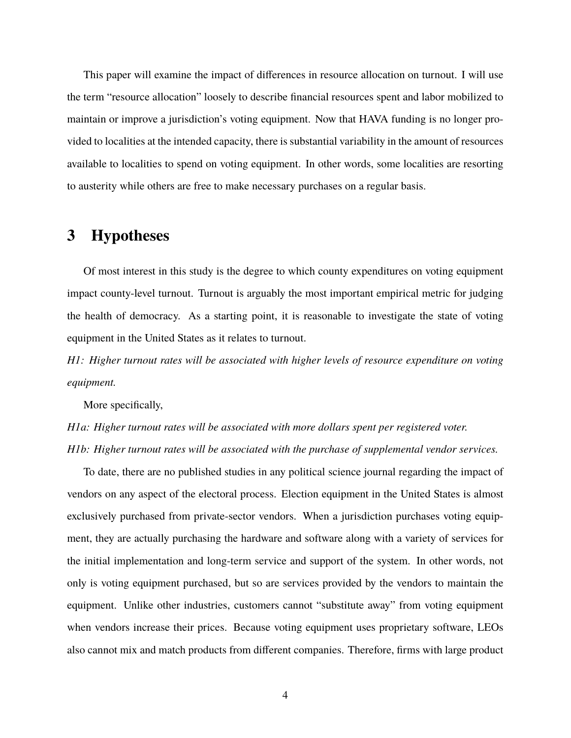This paper will examine the impact of differences in resource allocation on turnout. I will use the term "resource allocation" loosely to describe financial resources spent and labor mobilized to maintain or improve a jurisdiction's voting equipment. Now that HAVA funding is no longer provided to localities at the intended capacity, there is substantial variability in the amount of resources available to localities to spend on voting equipment. In other words, some localities are resorting to austerity while others are free to make necessary purchases on a regular basis.

## 3 Hypotheses

Of most interest in this study is the degree to which county expenditures on voting equipment impact county-level turnout. Turnout is arguably the most important empirical metric for judging the health of democracy. As a starting point, it is reasonable to investigate the state of voting equipment in the United States as it relates to turnout.

*H1: Higher turnout rates will be associated with higher levels of resource expenditure on voting equipment.*

More specifically,

*H1a: Higher turnout rates will be associated with more dollars spent per registered voter.*

*H1b: Higher turnout rates will be associated with the purchase of supplemental vendor services.*

To date, there are no published studies in any political science journal regarding the impact of vendors on any aspect of the electoral process. Election equipment in the United States is almost exclusively purchased from private-sector vendors. When a jurisdiction purchases voting equipment, they are actually purchasing the hardware and software along with a variety of services for the initial implementation and long-term service and support of the system. In other words, not only is voting equipment purchased, but so are services provided by the vendors to maintain the equipment. Unlike other industries, customers cannot "substitute away" from voting equipment when vendors increase their prices. Because voting equipment uses proprietary software, LEOs also cannot mix and match products from different companies. Therefore, firms with large product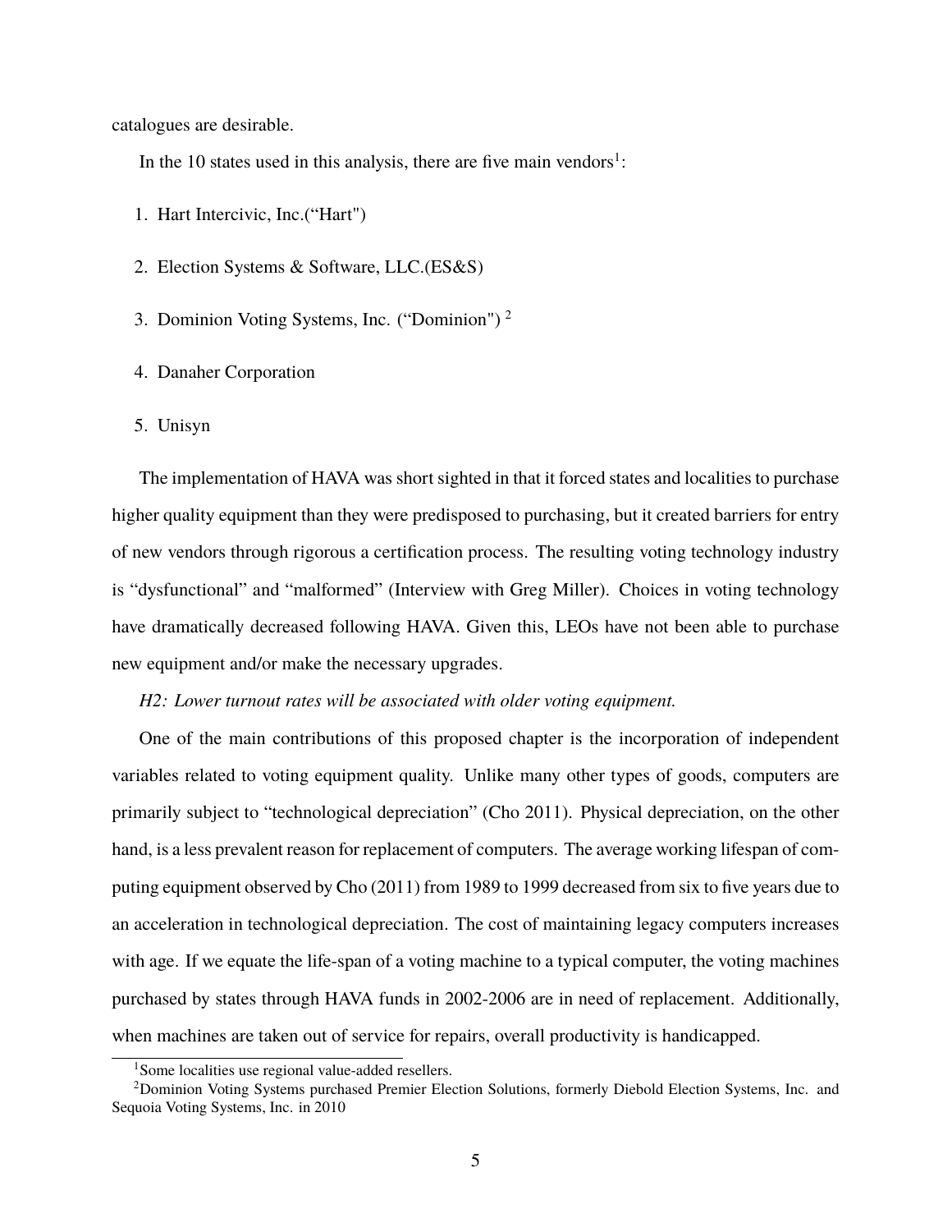catalogues are desirable.

In the 10 states used in this analysis, there are five main vendors[1]:

1. Hart Intercivic, Inc.("Hart")
2. Election Systems & Software, LLC.(ES&S)
3. Dominion Voting Systems, Inc. ("Dominion") [2]
4. Danaher Corporation
5. Unisyn

The implementation of HAVA was short sighted in that it forced states and localities to purchase higher quality equipment than they were predisposed to purchasing, but it created barriers for entry of new vendors through rigorous a certification process. The resulting voting technology industry is "dysfunctional" and "malformed" (Interview with Greg Miller). Choices in voting technology have dramatically decreased following HAVA. Given this, LEOs have not been able to purchase new equipment and/or make the necessary upgrades.

*H2: Lower turnout rates will be associated with older voting equipment.*

One of the main contributions of this proposed chapter is the incorporation of independent variables related to voting equipment quality. Unlike many other types of goods, computers are primarily subject to "technological depreciation" (Cho 2011). Physical depreciation, on the other hand, is a less prevalent reason for replacement of computers. The average working lifespan of computing equipment observed by Cho (2011) from 1989 to 1999 decreased from six to five years due to an acceleration in technological depreciation. The cost of maintaining legacy computers increases with age. If we equate the life-span of a voting machine to a typical computer, the voting machines purchased by states through HAVA funds in 2002-2006 are in need of replacement. Additionally, when machines are taken out of service for repairs, overall productivity is handicapped.

[1] Some localities use regional value-added resellers.

[2] Dominion Voting Systems purchased Premier Election Solutions, formerly Diebold Election Systems, Inc. and Sequoia Voting Systems, Inc. in 2010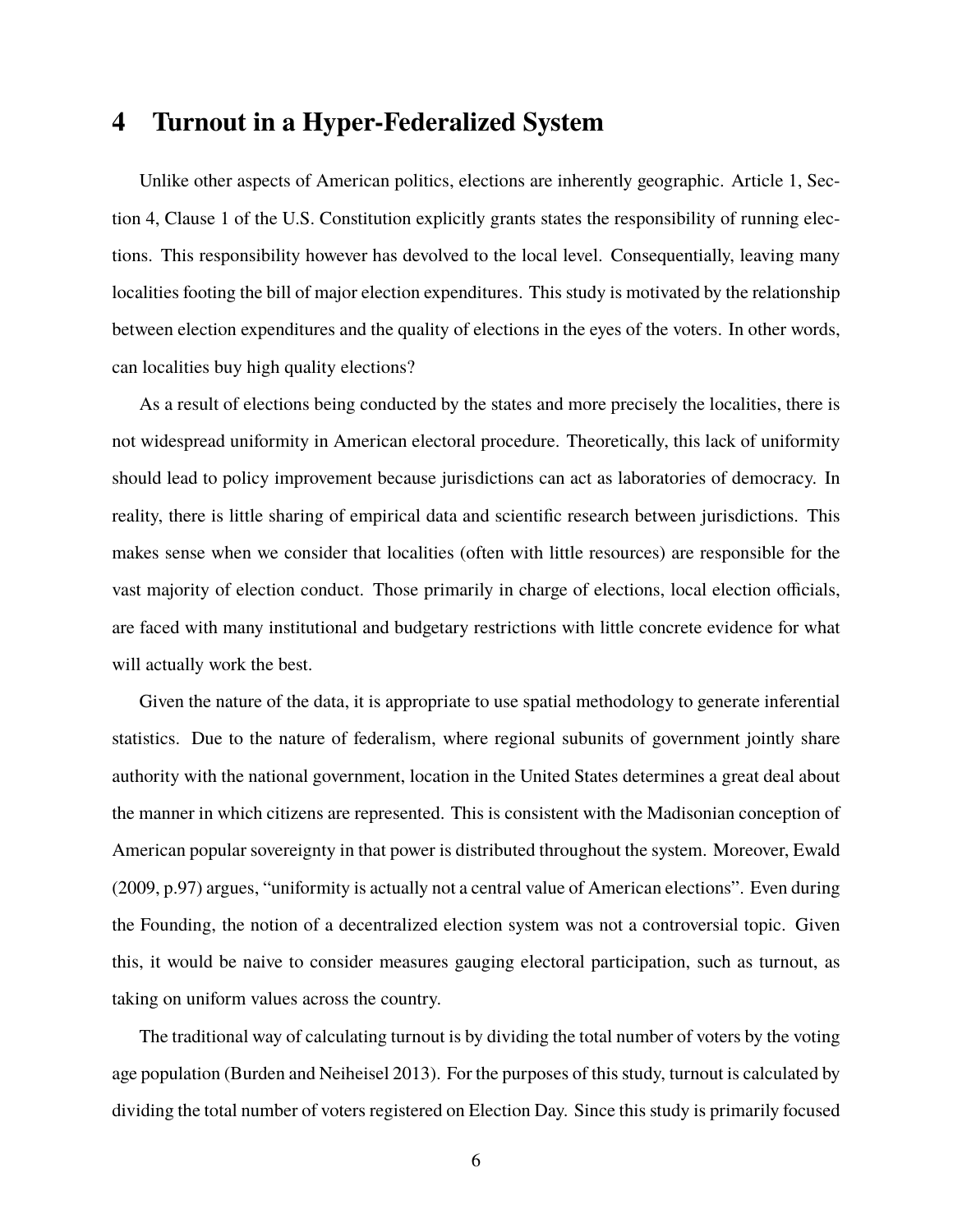## 4 Turnout in a Hyper-Federalized System

Unlike other aspects of American politics, elections are inherently geographic. Article 1, Section 4, Clause 1 of the U.S. Constitution explicitly grants states the responsibility of running elections. This responsibility however has devolved to the local level. Consequentially, leaving many localities footing the bill of major election expenditures. This study is motivated by the relationship between election expenditures and the quality of elections in the eyes of the voters. In other words, can localities buy high quality elections?

As a result of elections being conducted by the states and more precisely the localities, there is not widespread uniformity in American electoral procedure. Theoretically, this lack of uniformity should lead to policy improvement because jurisdictions can act as laboratories of democracy. In reality, there is little sharing of empirical data and scientific research between jurisdictions. This makes sense when we consider that localities (often with little resources) are responsible for the vast majority of election conduct. Those primarily in charge of elections, local election officials, are faced with many institutional and budgetary restrictions with little concrete evidence for what will actually work the best.

Given the nature of the data, it is appropriate to use spatial methodology to generate inferential statistics. Due to the nature of federalism, where regional subunits of government jointly share authority with the national government, location in the United States determines a great deal about the manner in which citizens are represented. This is consistent with the Madisonian conception of American popular sovereignty in that power is distributed throughout the system. Moreover, Ewald (2009, p.97) argues, "uniformity is actually not a central value of American elections". Even during the Founding, the notion of a decentralized election system was not a controversial topic. Given this, it would be naive to consider measures gauging electoral participation, such as turnout, as taking on uniform values across the country.

The traditional way of calculating turnout is by dividing the total number of voters by the voting age population (Burden and Neiheisel 2013). For the purposes of this study, turnout is calculated by dividing the total number of voters registered on Election Day. Since this study is primarily focused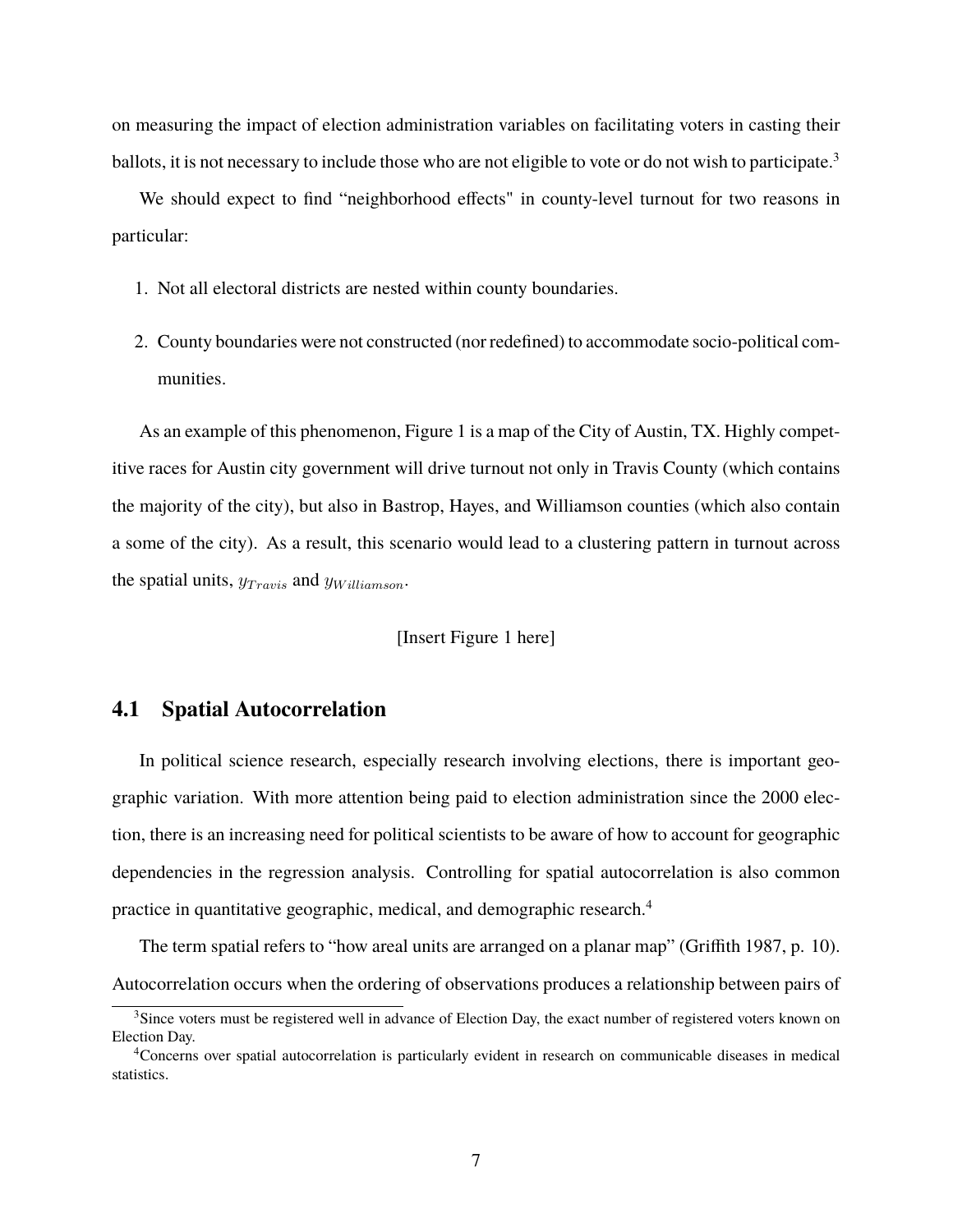on measuring the impact of election administration variables on facilitating voters in casting their ballots, it is not necessary to include those who are not eligible to vote or do not wish to participate.[3]

We should expect to find "neighborhood effects" in county-level turnout for two reasons in particular:

1. Not all electoral districts are nested within county boundaries.

2. County boundaries were not constructed (nor redefined) to accommodate socio-political communities.

As an example of this phenomenon, Figure 1 is a map of the City of Austin, TX. Highly competitive races for Austin city government will drive turnout not only in Travis County (which contains the majority of the city), but also in Bastrop, Hayes, and Williamson counties (which also contain a some of the city). As a result, this scenario would lead to a clustering pattern in turnout across the spatial units, $y_{Travis}$ and $y_{Williamson}$.

[Insert Figure 1 here]

## 4.1 Spatial Autocorrelation

In political science research, especially research involving elections, there is important geographic variation. With more attention being paid to election administration since the 2000 election, there is an increasing need for political scientists to be aware of how to account for geographic dependencies in the regression analysis. Controlling for spatial autocorrelation is also common practice in quantitative geographic, medical, and demographic research.[4]

The term spatial refers to "how areal units are arranged on a planar map" (Griffith 1987, p. 10). Autocorrelation occurs when the ordering of observations produces a relationship between pairs of

[3] Since voters must be registered well in advance of Election Day, the exact number of registered voters known on Election Day.

[4] Concerns over spatial autocorrelation is particularly evident in research on communicable diseases in medical statistics.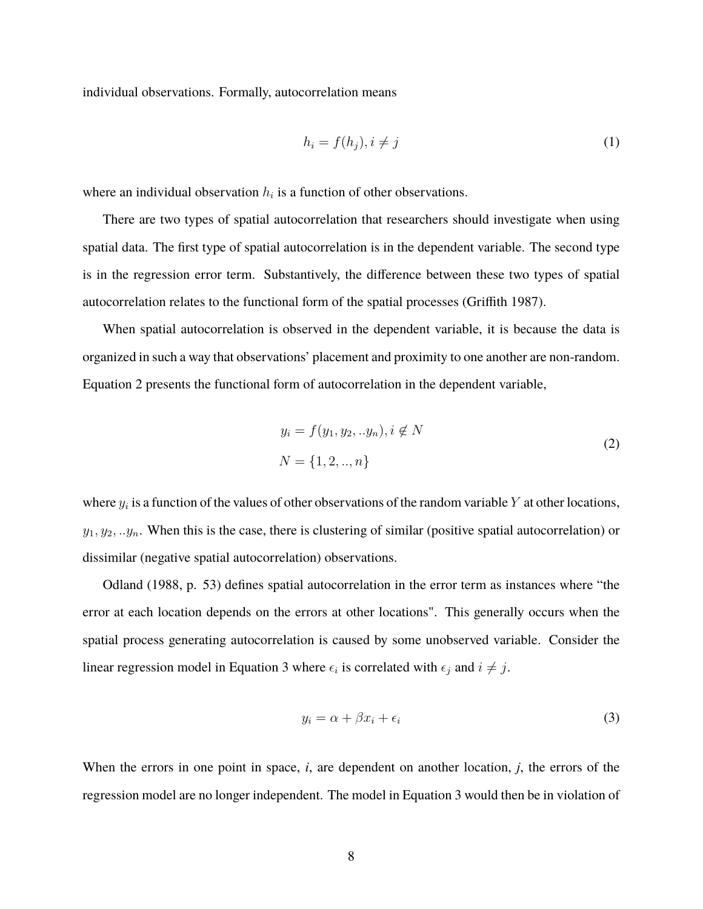individual observations. Formally, autocorrelation means

$$h_i = f(h_j), i \neq j \tag{1}$$

where an individual observation $h_i$ is a function of other observations.

There are two types of spatial autocorrelation that researchers should investigate when using spatial data. The first type of spatial autocorrelation is in the dependent variable. The second type is in the regression error term. Substantively, the difference between these two types of spatial autocorrelation relates to the functional form of the spatial processes (Griffith 1987).

When spatial autocorrelation is observed in the dependent variable, it is because the data is organized in such a way that observations' placement and proximity to one another are non-random. Equation 2 presents the functional form of autocorrelation in the dependent variable,

$$\begin{aligned} y_i &= f(y_1, y_2, ..y_n), i \notin N \\ N &= \{1, 2, .., n\} \end{aligned} \tag{2}$$

where $y_i$ is a function of the values of other observations of the random variable $Y$ at other locations, $y_1, y_2, ..y_n$. When this is the case, there is clustering of similar (positive spatial autocorrelation) or dissimilar (negative spatial autocorrelation) observations.

Odland (1988, p. 53) defines spatial autocorrelation in the error term as instances where "the error at each location depends on the errors at other locations". This generally occurs when the spatial process generating autocorrelation is caused by some unobserved variable. Consider the linear regression model in Equation 3 where $\epsilon_i$ is correlated with $\epsilon_j$ and $i \neq j$.

$$y_i = \alpha + \beta x_i + \epsilon_i \tag{3}$$

When the errors in one point in space, *i*, are dependent on another location, *j*, the errors of the regression model are no longer independent. The model in Equation 3 would then be in violation of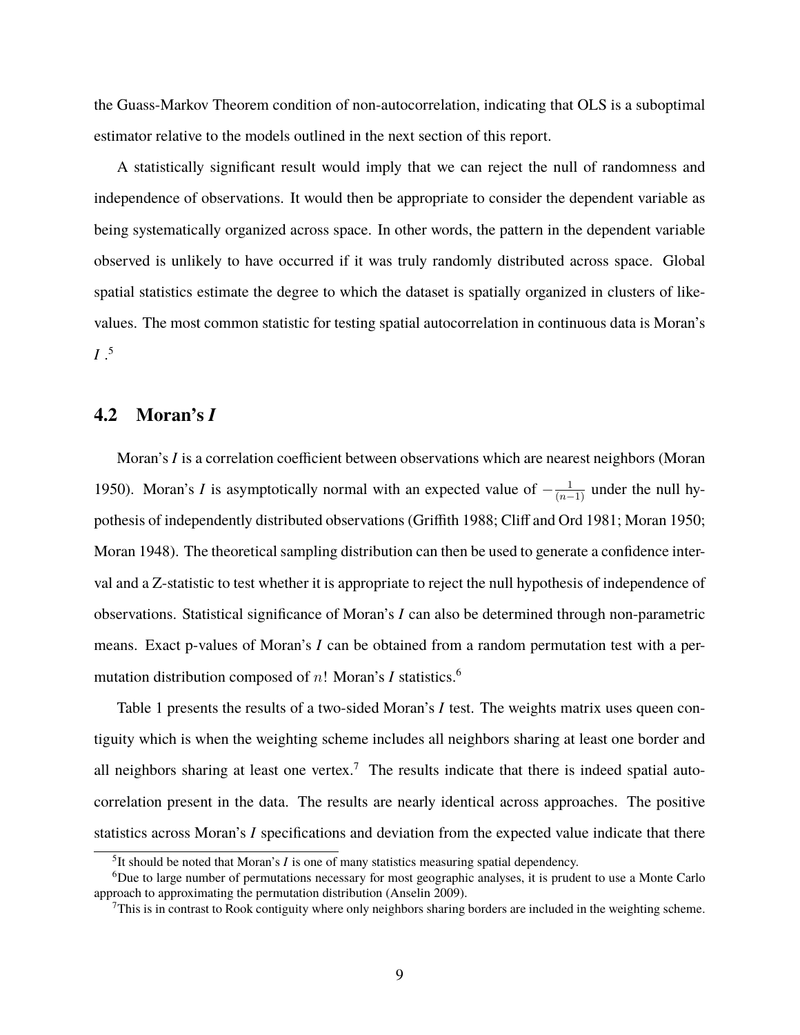the Guass-Markov Theorem condition of non-autocorrelation, indicating that OLS is a suboptimal estimator relative to the models outlined in the next section of this report.

A statistically significant result would imply that we can reject the null of randomness and independence of observations. It would then be appropriate to consider the dependent variable as being systematically organized across space. In other words, the pattern in the dependent variable observed is unlikely to have occurred if it was truly randomly distributed across space. Global spatial statistics estimate the degree to which the dataset is spatially organized in clusters of like-values. The most common statistic for testing spatial autocorrelation in continuous data is Moran's *I* .[5]

## 4.2 Moran's *I*

Moran's *I* is a correlation coefficient between observations which are nearest neighbors (Moran 1950). Moran's *I* is asymptotically normal with an expected value of $-\frac{1}{(n-1)}$ under the null hypothesis of independently distributed observations (Griffith 1988; Cliff and Ord 1981; Moran 1950; Moran 1948). The theoretical sampling distribution can then be used to generate a confidence interval and a Z-statistic to test whether it is appropriate to reject the null hypothesis of independence of observations. Statistical significance of Moran's *I* can also be determined through non-parametric means. Exact p-values of Moran's *I* can be obtained from a random permutation test with a permutation distribution composed of $n!$ Moran's *I* statistics.[6]

Table 1 presents the results of a two-sided Moran's *I* test. The weights matrix uses queen contiguity which is when the weighting scheme includes all neighbors sharing at least one border and all neighbors sharing at least one vertex.[7] The results indicate that there is indeed spatial autocorrelation present in the data. The results are nearly identical across approaches. The positive statistics across Moran's *I* specifications and deviation from the expected value indicate that there

[5] It should be noted that Moran's *I* is one of many statistics measuring spatial dependency.

[6] Due to large number of permutations necessary for most geographic analyses, it is prudent to use a Monte Carlo approach to approximating the permutation distribution (Anselin 2009).

[7] This is in contrast to Rook contiguity where only neighbors sharing borders are included in the weighting scheme.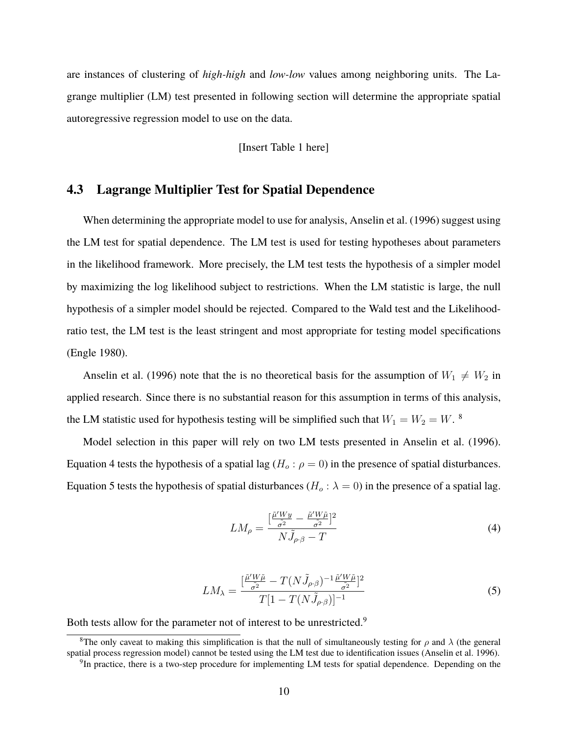are instances of clustering of *high-high* and *low-low* values among neighboring units. The Lagrange multiplier (LM) test presented in following section will determine the appropriate spatial autoregressive regression model to use on the data.

[Insert Table 1 here]

### 4.3 Lagrange Multiplier Test for Spatial Dependence

When determining the appropriate model to use for analysis, Anselin et al. (1996) suggest using the LM test for spatial dependence. The LM test is used for testing hypotheses about parameters in the likelihood framework. More precisely, the LM test tests the hypothesis of a simpler model by maximizing the log likelihood subject to restrictions. When the LM statistic is large, the null hypothesis of a simpler model should be rejected. Compared to the Wald test and the Likelihood-ratio test, the LM test is the least stringent and most appropriate for testing model specifications (Engle 1980).

Anselin et al. (1996) note that the is no theoretical basis for the assumption of $W_1 \neq W_2$ in applied research. Since there is no substantial reason for this assumption in terms of this analysis, the LM statistic used for hypothesis testing will be simplified such that $W_1 = W_2 = W$. [8]

Model selection in this paper will rely on two LM tests presented in Anselin et al. (1996). Equation 4 tests the hypothesis of a spatial lag ($H_o : \rho = 0$) in the presence of spatial disturbances. Equation 5 tests the hypothesis of spatial disturbances ($H_o : \lambda = 0$) in the presence of a spatial lag.

$$LM_{\rho} = \frac{[\frac{\tilde{\mu}'Wy}{\tilde{\sigma}^2} - \frac{\tilde{\mu}'W\tilde{\mu}}{\tilde{\sigma}^2}]^2}{N\tilde{J}_{\rho\cdot\beta} - T} \tag{4}$$

$$LM_{\lambda} = \frac{[\frac{\tilde{\mu}'W\tilde{\mu}}{\tilde{\sigma}^2} - T(N\tilde{J}_{\rho\cdot\beta})^{-1}\frac{\tilde{\mu}'W\tilde{\mu}}{\tilde{\sigma}^2}]^2}{T[1 - T(N\tilde{J}_{\rho\cdot\beta})]^{-1}} \tag{5}$$

Both tests allow for the parameter not of interest to be unrestricted.[9]

[8] The only caveat to making this simplification is that the null of simultaneously testing for $\rho$ and $\lambda$ (the general spatial process regression model) cannot be tested using the LM test due to identification issues (Anselin et al. 1996).

[9] In practice, there is a two-step procedure for implementing LM tests for spatial dependence. Depending on the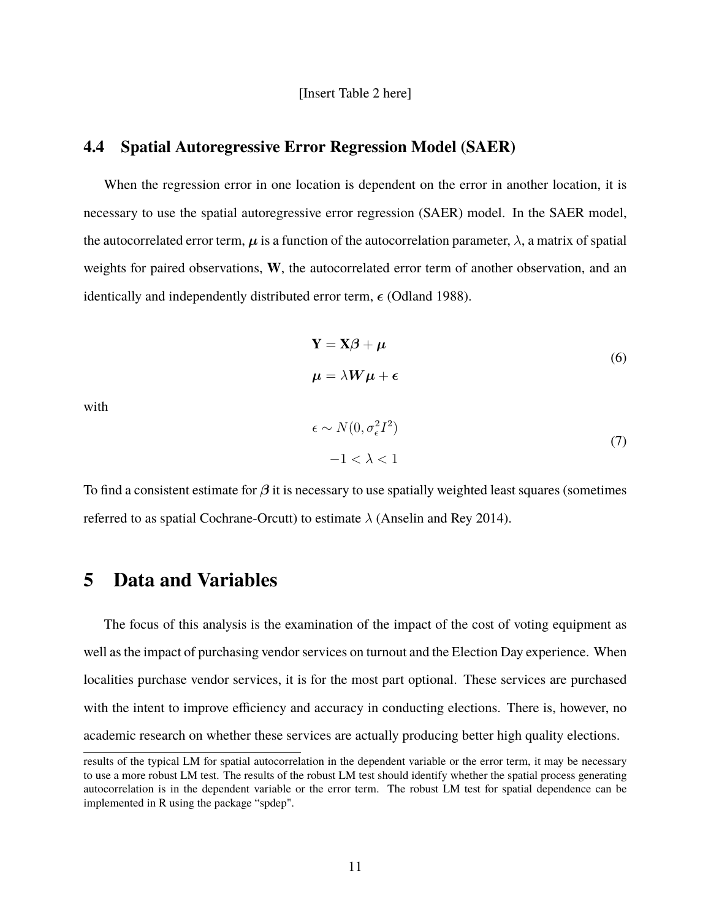[Insert Table 2 here]

### 4.4 Spatial Autoregressive Error Regression Model (SAER)

When the regression error in one location is dependent on the error in another location, it is necessary to use the spatial autoregressive error regression (SAER) model. In the SAER model, the autocorrelated error term, $\boldsymbol{\mu}$ is a function of the autocorrelation parameter, $\lambda$, a matrix of spatial weights for paired observations, **W**, the autocorrelated error term of another observation, and an identically and independently distributed error term, $\boldsymbol{\epsilon}$ (Odland 1988).

$$
\begin{aligned}
\mathbf{Y} &= \mathbf{X}\boldsymbol{\beta} + \boldsymbol{\mu} \\
\boldsymbol{\mu} &= \lambda \boldsymbol{W} \boldsymbol{\mu} + \boldsymbol{\epsilon}
\end{aligned}
\tag{6}
$$

with

$$
\begin{aligned}
\epsilon &\sim N(0, \sigma_{\epsilon}^2 I^2) \\
-1 &< \lambda < 1
\end{aligned}
\tag{7}
$$

To find a consistent estimate for $\boldsymbol{\beta}$ it is necessary to use spatially weighted least squares (sometimes referred to as spatial Cochrane-Orcutt) to estimate $\lambda$ (Anselin and Rey 2014).

## 5 Data and Variables

The focus of this analysis is the examination of the impact of the cost of voting equipment as well as the impact of purchasing vendor services on turnout and the Election Day experience. When localities purchase vendor services, it is for the most part optional. These services are purchased with the intent to improve efficiency and accuracy in conducting elections. There is, however, no academic research on whether these services are actually producing better high quality elections.

results of the typical LM for spatial autocorrelation in the dependent variable or the error term, it may be necessary to use a more robust LM test. The results of the robust LM test should identify whether the spatial process generating autocorrelation is in the dependent variable or the error term. The robust LM test for spatial dependence can be implemented in R using the package "spdep".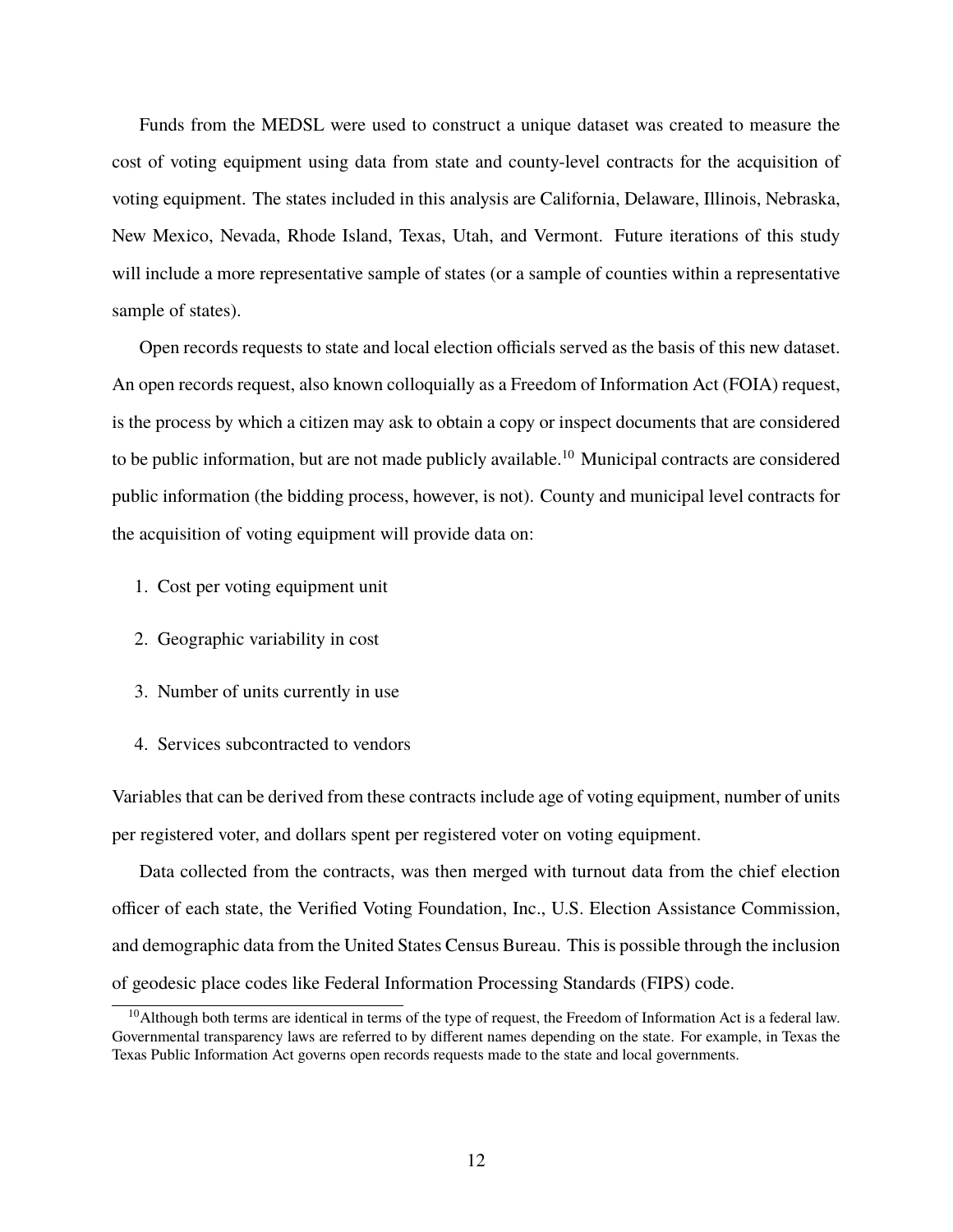Funds from the MEDSL were used to construct a unique dataset was created to measure the cost of voting equipment using data from state and county-level contracts for the acquisition of voting equipment. The states included in this analysis are California, Delaware, Illinois, Nebraska, New Mexico, Nevada, Rhode Island, Texas, Utah, and Vermont. Future iterations of this study will include a more representative sample of states (or a sample of counties within a representative sample of states).

Open records requests to state and local election officials served as the basis of this new dataset. An open records request, also known colloquially as a Freedom of Information Act (FOIA) request, is the process by which a citizen may ask to obtain a copy or inspect documents that are considered to be public information, but are not made publicly available.[10] Municipal contracts are considered public information (the bidding process, however, is not). County and municipal level contracts for the acquisition of voting equipment will provide data on:

1. Cost per voting equipment unit
2. Geographic variability in cost
3. Number of units currently in use
4. Services subcontracted to vendors

Variables that can be derived from these contracts include age of voting equipment, number of units per registered voter, and dollars spent per registered voter on voting equipment.

Data collected from the contracts, was then merged with turnout data from the chief election officer of each state, the Verified Voting Foundation, Inc., U.S. Election Assistance Commission, and demographic data from the United States Census Bureau. This is possible through the inclusion of geodesic place codes like Federal Information Processing Standards (FIPS) code.

[10] Although both terms are identical in terms of the type of request, the Freedom of Information Act is a federal law. Governmental transparency laws are referred to by different names depending on the state. For example, in Texas the Texas Public Information Act governs open records requests made to the state and local governments.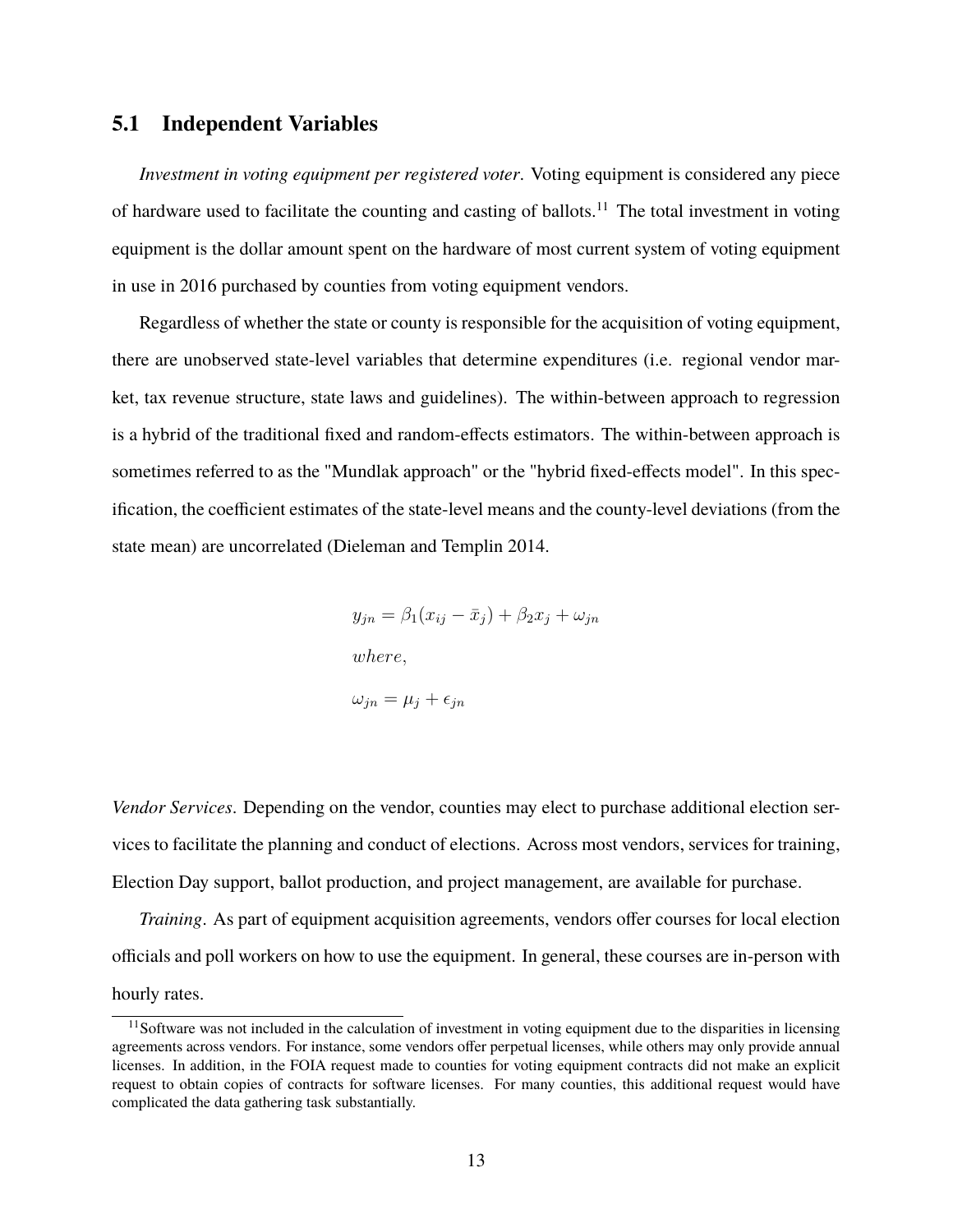## 5.1 Independent Variables

*Investment in voting equipment per registered voter*. Voting equipment is considered any piece of hardware used to facilitate the counting and casting of ballots.[11] The total investment in voting equipment is the dollar amount spent on the hardware of most current system of voting equipment in use in 2016 purchased by counties from voting equipment vendors.

Regardless of whether the state or county is responsible for the acquisition of voting equipment, there are unobserved state-level variables that determine expenditures (i.e. regional vendor market, tax revenue structure, state laws and guidelines). The within-between approach to regression is a hybrid of the traditional fixed and random-effects estimators. The within-between approach is sometimes referred to as the "Mundlak approach" or the "hybrid fixed-effects model". In this specification, the coefficient estimates of the state-level means and the county-level deviations (from the state mean) are uncorrelated (Dieleman and Templin 2014.

$$y_{jn} = \beta_1(x_{ij} - \bar{x}_j) + \beta_2 x_j + \omega_{jn}$$

$$where,$$

$$\omega_{jn} = \mu_j + \epsilon_{jn}$$

*Vendor Services*. Depending on the vendor, counties may elect to purchase additional election services to facilitate the planning and conduct of elections. Across most vendors, services for training, Election Day support, ballot production, and project management, are available for purchase.

*Training*. As part of equipment acquisition agreements, vendors offer courses for local election officials and poll workers on how to use the equipment. In general, these courses are in-person with hourly rates.

[11] Software was not included in the calculation of investment in voting equipment due to the disparities in licensing agreements across vendors. For instance, some vendors offer perpetual licenses, while others may only provide annual licenses. In addition, in the FOIA request made to counties for voting equipment contracts did not make an explicit request to obtain copies of contracts for software licenses. For many counties, this additional request would have complicated the data gathering task substantially.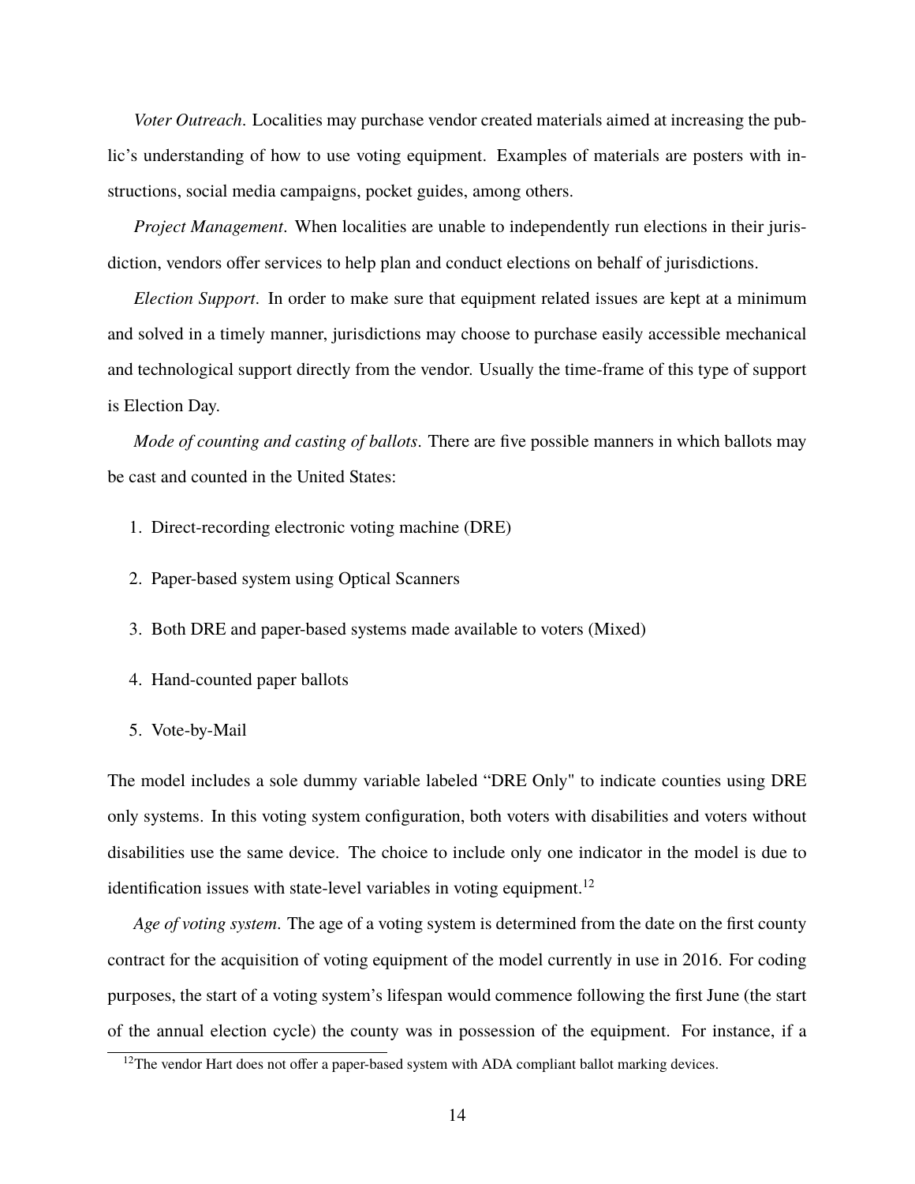*Voter Outreach*. Localities may purchase vendor created materials aimed at increasing the public's understanding of how to use voting equipment. Examples of materials are posters with instructions, social media campaigns, pocket guides, among others.

*Project Management*. When localities are unable to independently run elections in their jurisdiction, vendors offer services to help plan and conduct elections on behalf of jurisdictions.

*Election Support*. In order to make sure that equipment related issues are kept at a minimum and solved in a timely manner, jurisdictions may choose to purchase easily accessible mechanical and technological support directly from the vendor. Usually the time-frame of this type of support is Election Day.

*Mode of counting and casting of ballots*. There are five possible manners in which ballots may be cast and counted in the United States:

1. Direct-recording electronic voting machine (DRE)
2. Paper-based system using Optical Scanners
3. Both DRE and paper-based systems made available to voters (Mixed)
4. Hand-counted paper ballots
5. Vote-by-Mail

The model includes a sole dummy variable labeled "DRE Only" to indicate counties using DRE only systems. In this voting system configuration, both voters with disabilities and voters without disabilities use the same device. The choice to include only one indicator in the model is due to identification issues with state-level variables in voting equipment.[12]

*Age of voting system*. The age of a voting system is determined from the date on the first county contract for the acquisition of voting equipment of the model currently in use in 2016. For coding purposes, the start of a voting system's lifespan would commence following the first June (the start of the annual election cycle) the county was in possession of the equipment. For instance, if a

[12]The vendor Hart does not offer a paper-based system with ADA compliant ballot marking devices.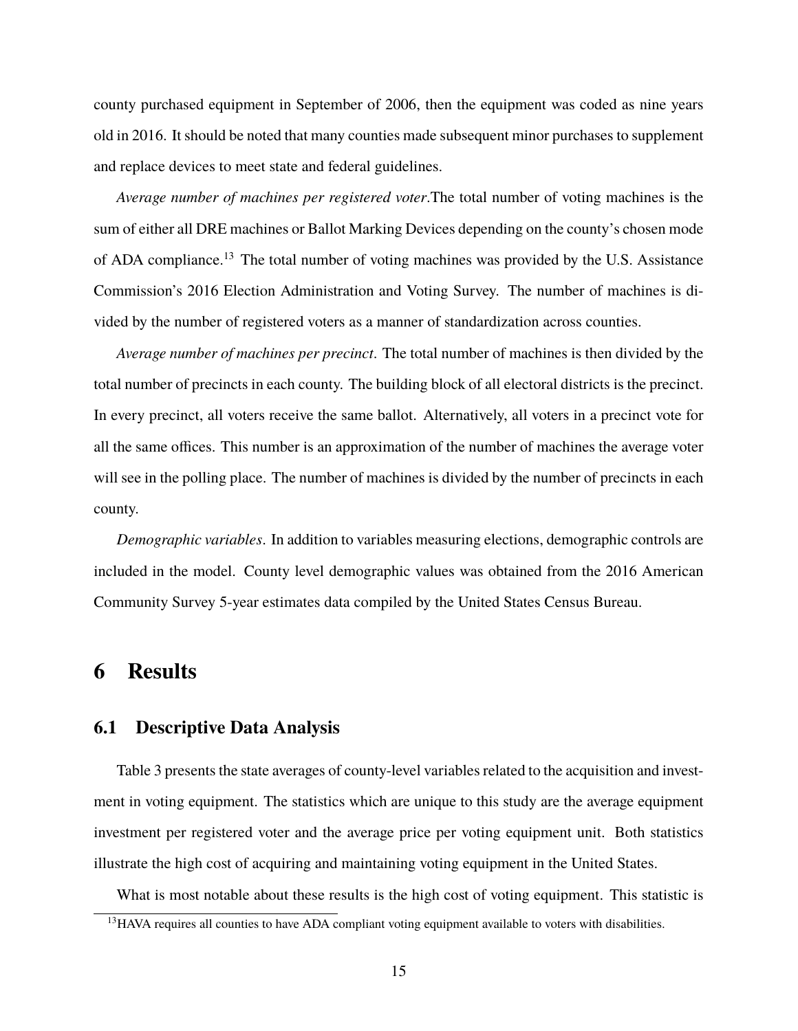county purchased equipment in September of 2006, then the equipment was coded as nine years old in 2016. It should be noted that many counties made subsequent minor purchases to supplement and replace devices to meet state and federal guidelines.

*Average number of machines per registered voter*.The total number of voting machines is the sum of either all DRE machines or Ballot Marking Devices depending on the county's chosen mode of ADA compliance.[13] The total number of voting machines was provided by the U.S. Assistance Commission's 2016 Election Administration and Voting Survey. The number of machines is divided by the number of registered voters as a manner of standardization across counties.

*Average number of machines per precinct*. The total number of machines is then divided by the total number of precincts in each county. The building block of all electoral districts is the precinct. In every precinct, all voters receive the same ballot. Alternatively, all voters in a precinct vote for all the same offices. This number is an approximation of the number of machines the average voter will see in the polling place. The number of machines is divided by the number of precincts in each county.

*Demographic variables*. In addition to variables measuring elections, demographic controls are included in the model. County level demographic values was obtained from the 2016 American Community Survey 5-year estimates data compiled by the United States Census Bureau.

# 6 Results

## 6.1 Descriptive Data Analysis

Table 3 presents the state averages of county-level variables related to the acquisition and investment in voting equipment. The statistics which are unique to this study are the average equipment investment per registered voter and the average price per voting equipment unit. Both statistics illustrate the high cost of acquiring and maintaining voting equipment in the United States.

What is most notable about these results is the high cost of voting equipment. This statistic is

[13] HAVA requires all counties to have ADA compliant voting equipment available to voters with disabilities.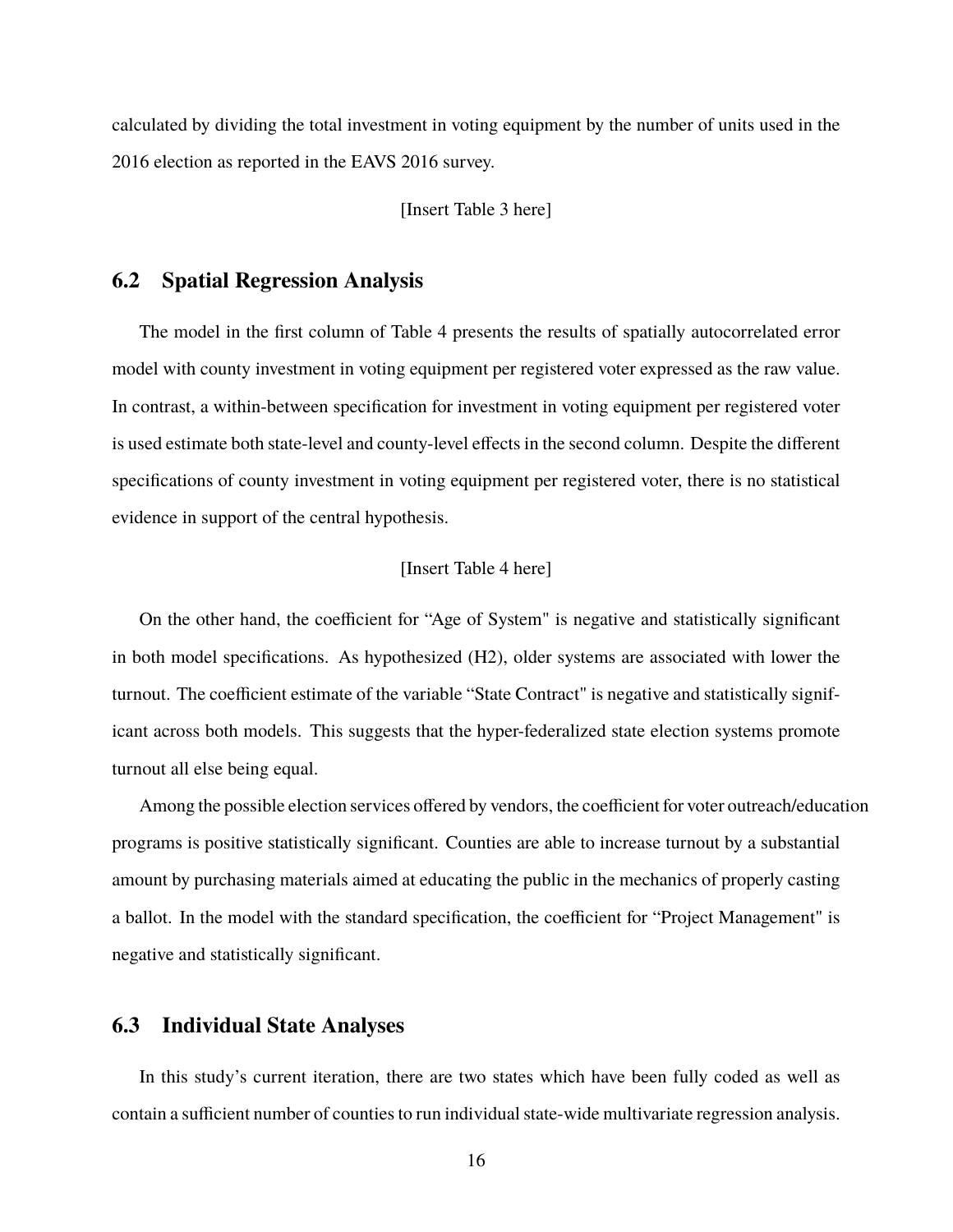calculated by dividing the total investment in voting equipment by the number of units used in the 2016 election as reported in the EAVS 2016 survey.

[Insert Table 3 here]

## 6.2 Spatial Regression Analysis

The model in the first column of Table 4 presents the results of spatially autocorrelated error model with county investment in voting equipment per registered voter expressed as the raw value. In contrast, a within-between specification for investment in voting equipment per registered voter is used estimate both state-level and county-level effects in the second column. Despite the different specifications of county investment in voting equipment per registered voter, there is no statistical evidence in support of the central hypothesis.

[Insert Table 4 here]

On the other hand, the coefficient for "Age of System" is negative and statistically significant in both model specifications. As hypothesized (H2), older systems are associated with lower the turnout. The coefficient estimate of the variable "State Contract" is negative and statistically significant across both models. This suggests that the hyper-federalized state election systems promote turnout all else being equal.

Among the possible election services offered by vendors, the coefficient for voter outreach/education programs is positive statistically significant. Counties are able to increase turnout by a substantial amount by purchasing materials aimed at educating the public in the mechanics of properly casting a ballot. In the model with the standard specification, the coefficient for "Project Management" is negative and statistically significant.

## 6.3 Individual State Analyses

In this study's current iteration, there are two states which have been fully coded as well as contain a sufficient number of counties to run individual state-wide multivariate regression analysis.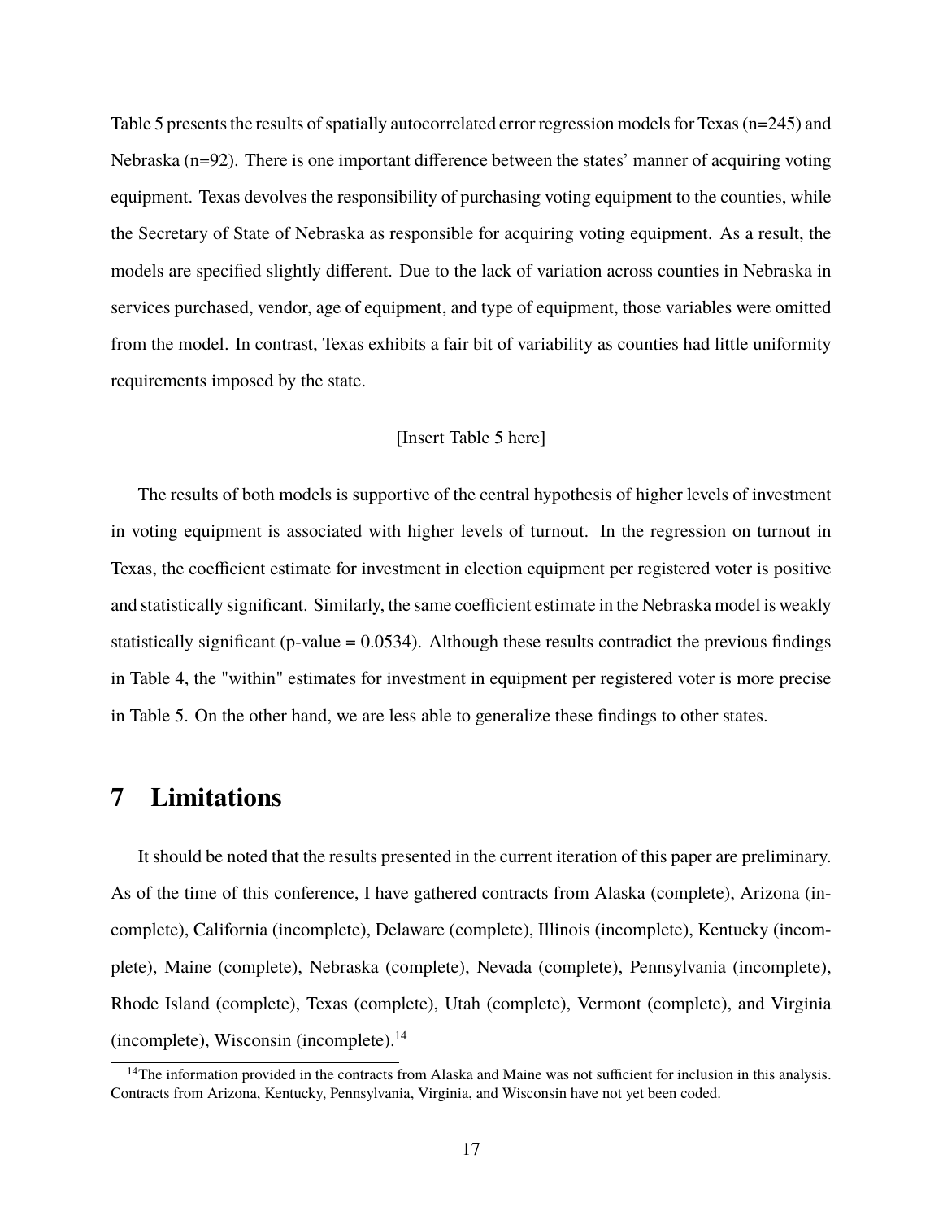Table 5 presents the results of spatially autocorrelated error regression models for Texas (n=245) and Nebraska (n=92). There is one important difference between the states' manner of acquiring voting equipment. Texas devolves the responsibility of purchasing voting equipment to the counties, while the Secretary of State of Nebraska as responsible for acquiring voting equipment. As a result, the models are specified slightly different. Due to the lack of variation across counties in Nebraska in services purchased, vendor, age of equipment, and type of equipment, those variables were omitted from the model. In contrast, Texas exhibits a fair bit of variability as counties had little uniformity requirements imposed by the state.

[Insert Table 5 here]

The results of both models is supportive of the central hypothesis of higher levels of investment in voting equipment is associated with higher levels of turnout. In the regression on turnout in Texas, the coefficient estimate for investment in election equipment per registered voter is positive and statistically significant. Similarly, the same coefficient estimate in the Nebraska model is weakly statistically significant (p-value = 0.0534). Although these results contradict the previous findings in Table 4, the "within" estimates for investment in equipment per registered voter is more precise in Table 5. On the other hand, we are less able to generalize these findings to other states.

# 7 Limitations

It should be noted that the results presented in the current iteration of this paper are preliminary. As of the time of this conference, I have gathered contracts from Alaska (complete), Arizona (incomplete), California (incomplete), Delaware (complete), Illinois (incomplete), Kentucky (incomplete), Maine (complete), Nebraska (complete), Nevada (complete), Pennsylvania (incomplete), Rhode Island (complete), Texas (complete), Utah (complete), Vermont (complete), and Virginia (incomplete), Wisconsin (incomplete).[14]

[14]The information provided in the contracts from Alaska and Maine was not sufficient for inclusion in this analysis. Contracts from Arizona, Kentucky, Pennsylvania, Virginia, and Wisconsin have not yet been coded.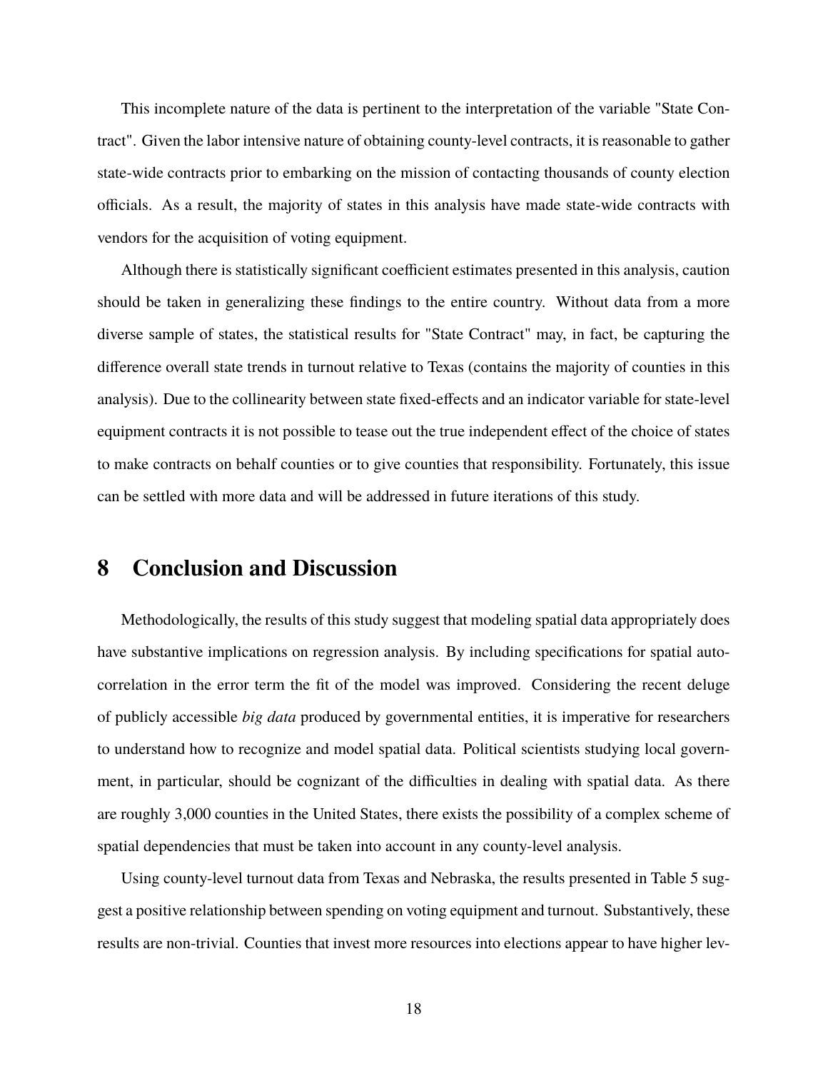This incomplete nature of the data is pertinent to the interpretation of the variable "State Contract". Given the labor intensive nature of obtaining county-level contracts, it is reasonable to gather state-wide contracts prior to embarking on the mission of contacting thousands of county election officials. As a result, the majority of states in this analysis have made state-wide contracts with vendors for the acquisition of voting equipment.

Although there is statistically significant coefficient estimates presented in this analysis, caution should be taken in generalizing these findings to the entire country. Without data from a more diverse sample of states, the statistical results for "State Contract" may, in fact, be capturing the difference overall state trends in turnout relative to Texas (contains the majority of counties in this analysis). Due to the collinearity between state fixed-effects and an indicator variable for state-level equipment contracts it is not possible to tease out the true independent effect of the choice of states to make contracts on behalf counties or to give counties that responsibility. Fortunately, this issue can be settled with more data and will be addressed in future iterations of this study.

# 8 Conclusion and Discussion

Methodologically, the results of this study suggest that modeling spatial data appropriately does have substantive implications on regression analysis. By including specifications for spatial autocorrelation in the error term the fit of the model was improved. Considering the recent deluge of publicly accessible *big data* produced by governmental entities, it is imperative for researchers to understand how to recognize and model spatial data. Political scientists studying local government, in particular, should be cognizant of the difficulties in dealing with spatial data. As there are roughly 3,000 counties in the United States, there exists the possibility of a complex scheme of spatial dependencies that must be taken into account in any county-level analysis.

Using county-level turnout data from Texas and Nebraska, the results presented in Table 5 suggest a positive relationship between spending on voting equipment and turnout. Substantively, these results are non-trivial. Counties that invest more resources into elections appear to have higher lev-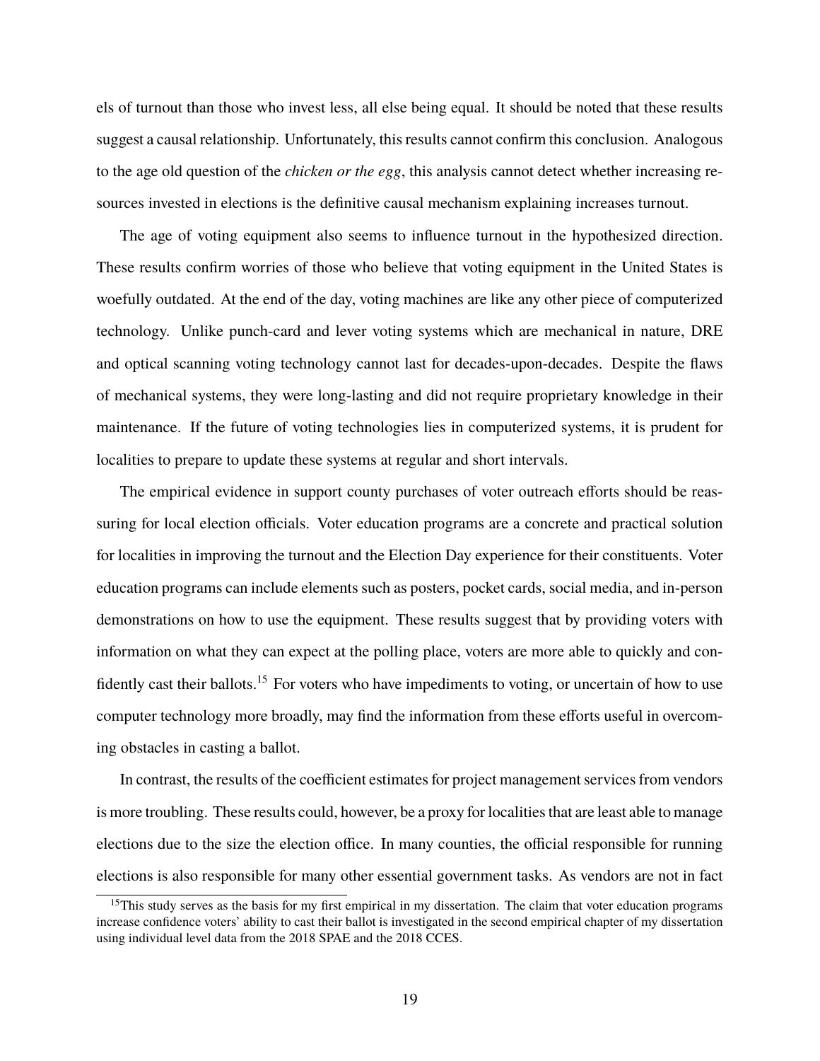els of turnout than those who invest less, all else being equal. It should be noted that these results suggest a causal relationship. Unfortunately, this results cannot confirm this conclusion. Analogous to the age old question of the *chicken or the egg*, this analysis cannot detect whether increasing resources invested in elections is the definitive causal mechanism explaining increases turnout.

The age of voting equipment also seems to influence turnout in the hypothesized direction. These results confirm worries of those who believe that voting equipment in the United States is woefully outdated. At the end of the day, voting machines are like any other piece of computerized technology. Unlike punch-card and lever voting systems which are mechanical in nature, DRE and optical scanning voting technology cannot last for decades-upon-decades. Despite the flaws of mechanical systems, they were long-lasting and did not require proprietary knowledge in their maintenance. If the future of voting technologies lies in computerized systems, it is prudent for localities to prepare to update these systems at regular and short intervals.

The empirical evidence in support county purchases of voter outreach efforts should be reassuring for local election officials. Voter education programs are a concrete and practical solution for localities in improving the turnout and the Election Day experience for their constituents. Voter education programs can include elements such as posters, pocket cards, social media, and in-person demonstrations on how to use the equipment. These results suggest that by providing voters with information on what they can expect at the polling place, voters are more able to quickly and confidently cast their ballots.[15] For voters who have impediments to voting, or uncertain of how to use computer technology more broadly, may find the information from these efforts useful in overcoming obstacles in casting a ballot.

In contrast, the results of the coefficient estimates for project management services from vendors is more troubling. These results could, however, be a proxy for localities that are least able to manage elections due to the size the election office. In many counties, the official responsible for running elections is also responsible for many other essential government tasks. As vendors are not in fact

[15] This study serves as the basis for my first empirical in my dissertation. The claim that voter education programs increase confidence voters' ability to cast their ballot is investigated in the second empirical chapter of my dissertation using individual level data from the 2018 SPAE and the 2018 CCES.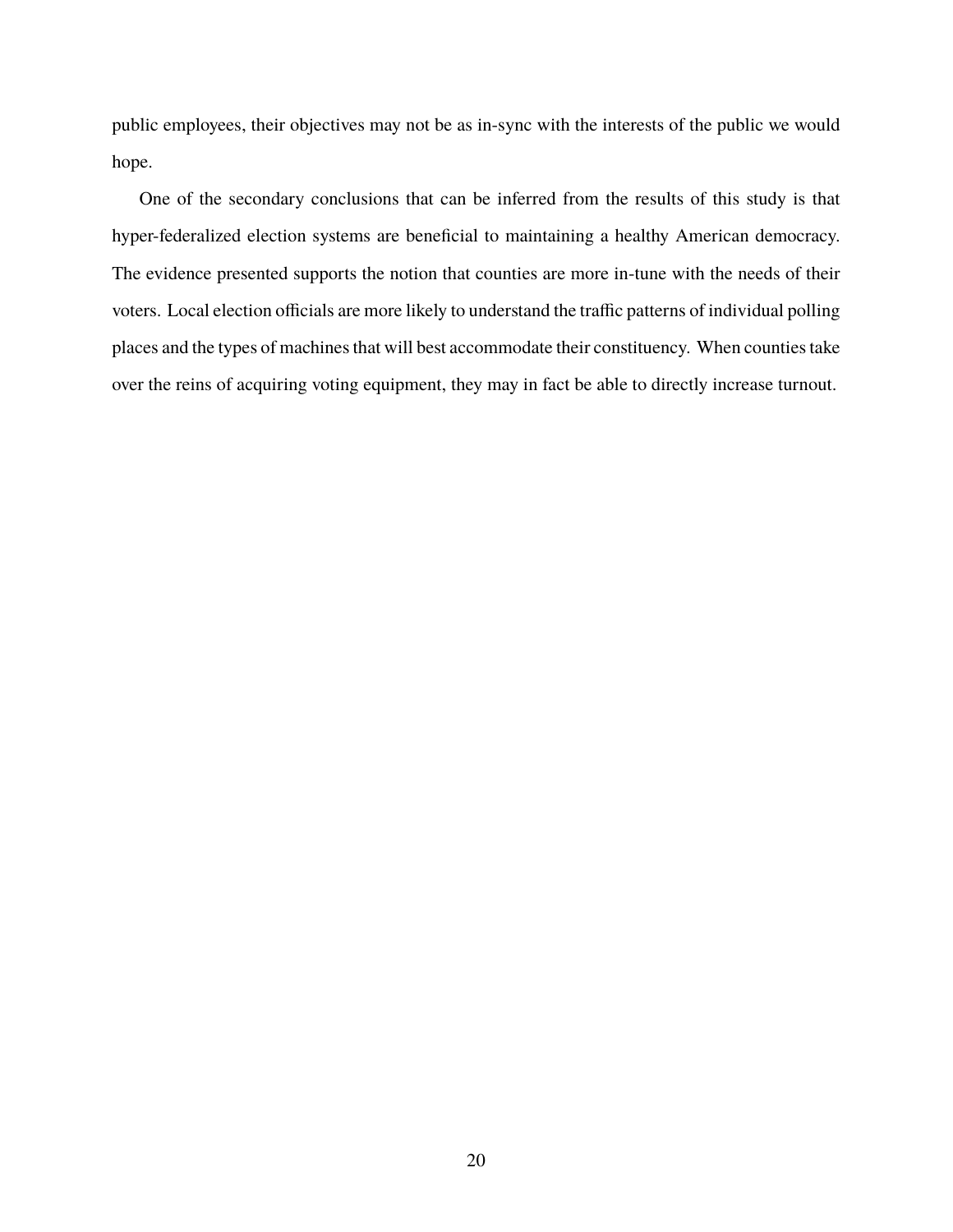public employees, their objectives may not be as in-sync with the interests of the public we would hope.

One of the secondary conclusions that can be inferred from the results of this study is that hyper-federalized election systems are beneficial to maintaining a healthy American democracy. The evidence presented supports the notion that counties are more in-tune with the needs of their voters. Local election officials are more likely to understand the traffic patterns of individual polling places and the types of machines that will best accommodate their constituency. When counties take over the reins of acquiring voting equipment, they may in fact be able to directly increase turnout.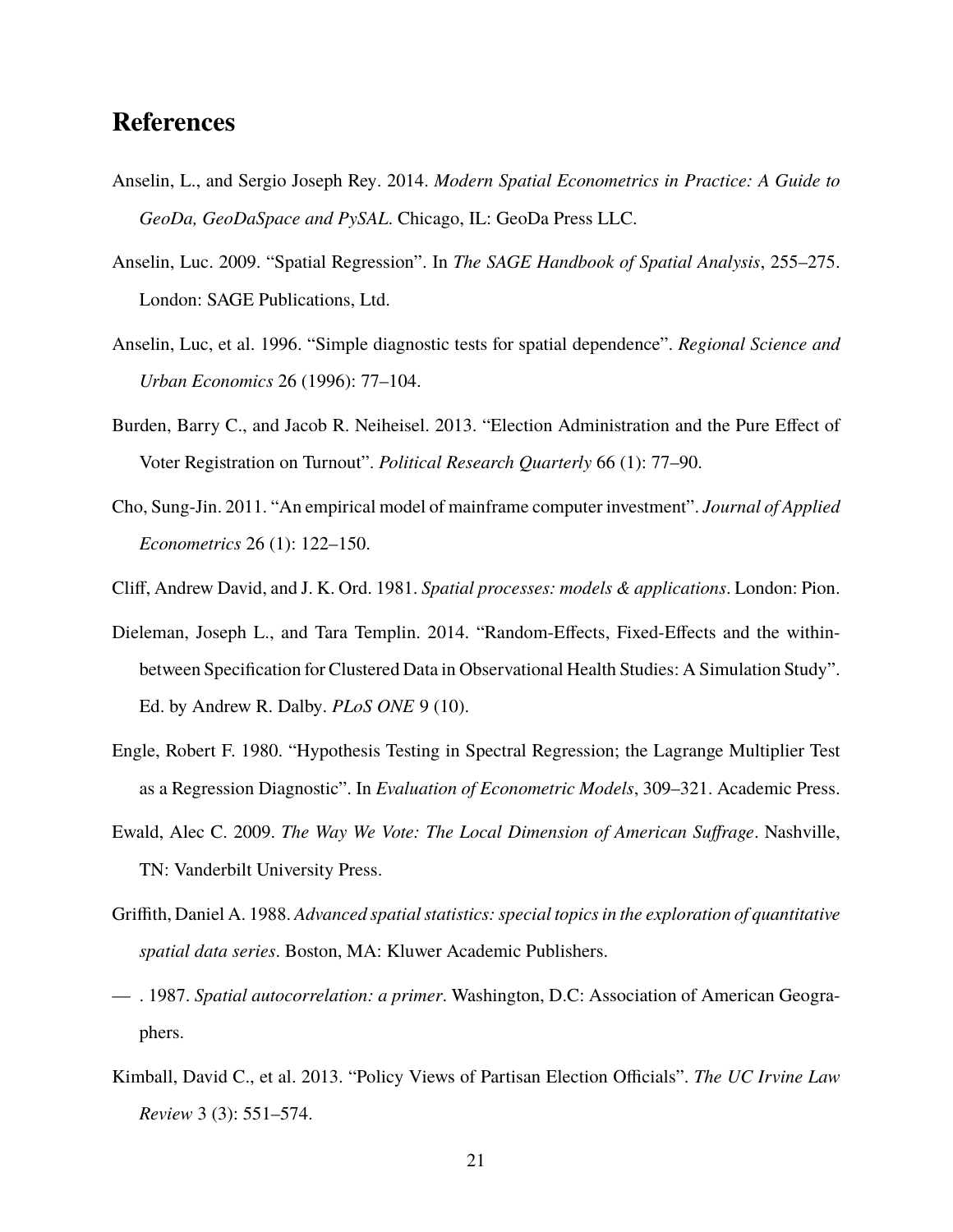# References

Anselin, L., and Sergio Joseph Rey. 2014. *Modern Spatial Econometrics in Practice: A Guide to GeoDa, GeoDaSpace and PySAL*. Chicago, IL: GeoDa Press LLC.

Anselin, Luc. 2009. "Spatial Regression". In *The SAGE Handbook of Spatial Analysis*, 255–275. London: SAGE Publications, Ltd.

Anselin, Luc, et al. 1996. "Simple diagnostic tests for spatial dependence". *Regional Science and Urban Economics* 26 (1996): 77–104.

Burden, Barry C., and Jacob R. Neiheisel. 2013. "Election Administration and the Pure Effect of Voter Registration on Turnout". *Political Research Quarterly* 66 (1): 77–90.

Cho, Sung-Jin. 2011. "An empirical model of mainframe computer investment". *Journal of Applied Econometrics* 26 (1): 122–150.

Cliff, Andrew David, and J. K. Ord. 1981. *Spatial processes: models & applications*. London: Pion.

Dieleman, Joseph L., and Tara Templin. 2014. "Random-Effects, Fixed-Effects and the within-between Specification for Clustered Data in Observational Health Studies: A Simulation Study". Ed. by Andrew R. Dalby. *PLoS ONE* 9 (10).

Engle, Robert F. 1980. "Hypothesis Testing in Spectral Regression; the Lagrange Multiplier Test as a Regression Diagnostic". In *Evaluation of Econometric Models*, 309–321. Academic Press.

Ewald, Alec C. 2009. *The Way We Vote: The Local Dimension of American Suffrage*. Nashville, TN: Vanderbilt University Press.

Griffith, Daniel A. 1988. *Advanced spatial statistics: special topics in the exploration of quantitative spatial data series*. Boston, MA: Kluwer Academic Publishers.

— . 1987. *Spatial autocorrelation: a primer*. Washington, D.C: Association of American Geographers.

Kimball, David C., et al. 2013. "Policy Views of Partisan Election Officials". *The UC Irvine Law Review* 3 (3): 551–574.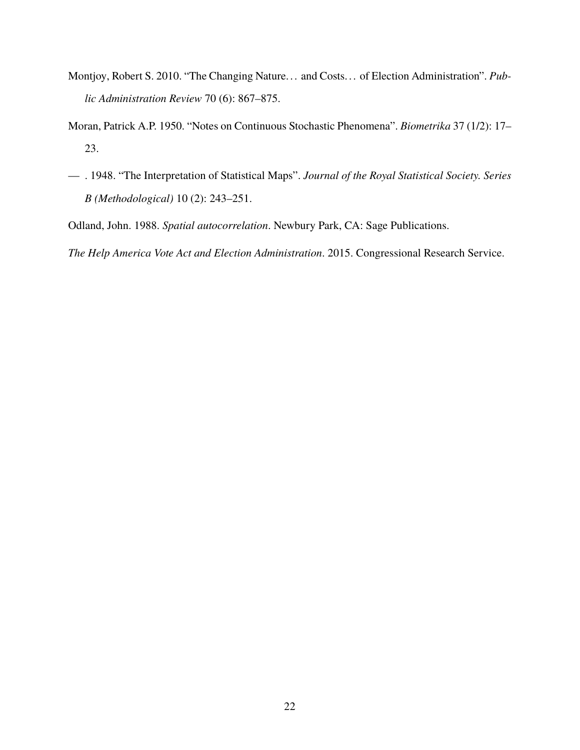Montjoy, Robert S. 2010. "The Changing Nature… and Costs… of Election Administration". *Public Administration Review* 70 (6): 867–875.

Moran, Patrick A.P. 1950. "Notes on Continuous Stochastic Phenomena". *Biometrika* 37 (1/2): 17–23.

— . 1948. "The Interpretation of Statistical Maps". *Journal of the Royal Statistical Society. Series B (Methodological)* 10 (2): 243–251.

Odland, John. 1988. *Spatial autocorrelation*. Newbury Park, CA: Sage Publications.

*The Help America Vote Act and Election Administration*. 2015. Congressional Research Service.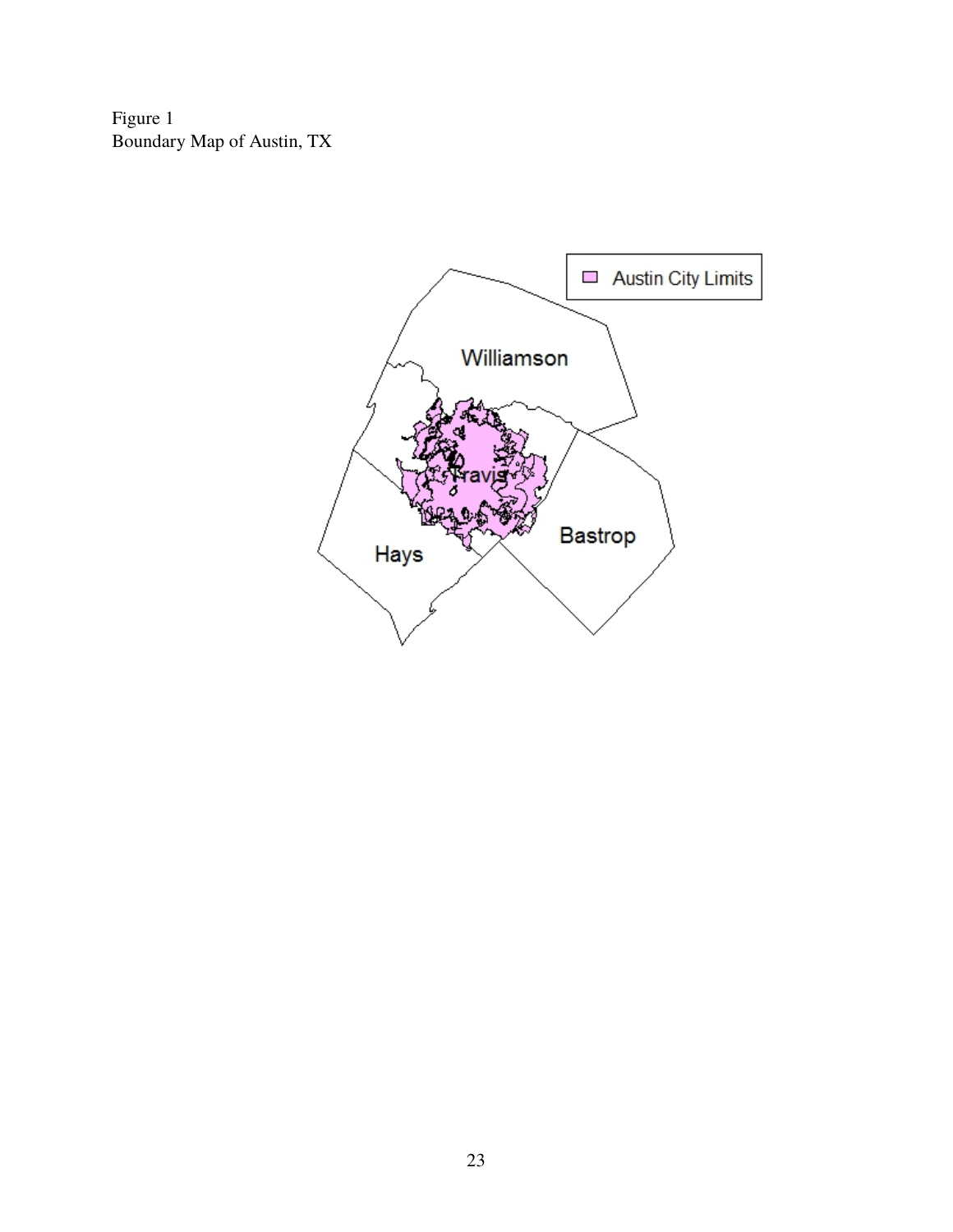Figure 1
Boundary Map of Austin, TX

Austin City Limits

Williamson

Travis

Hays

Bastrop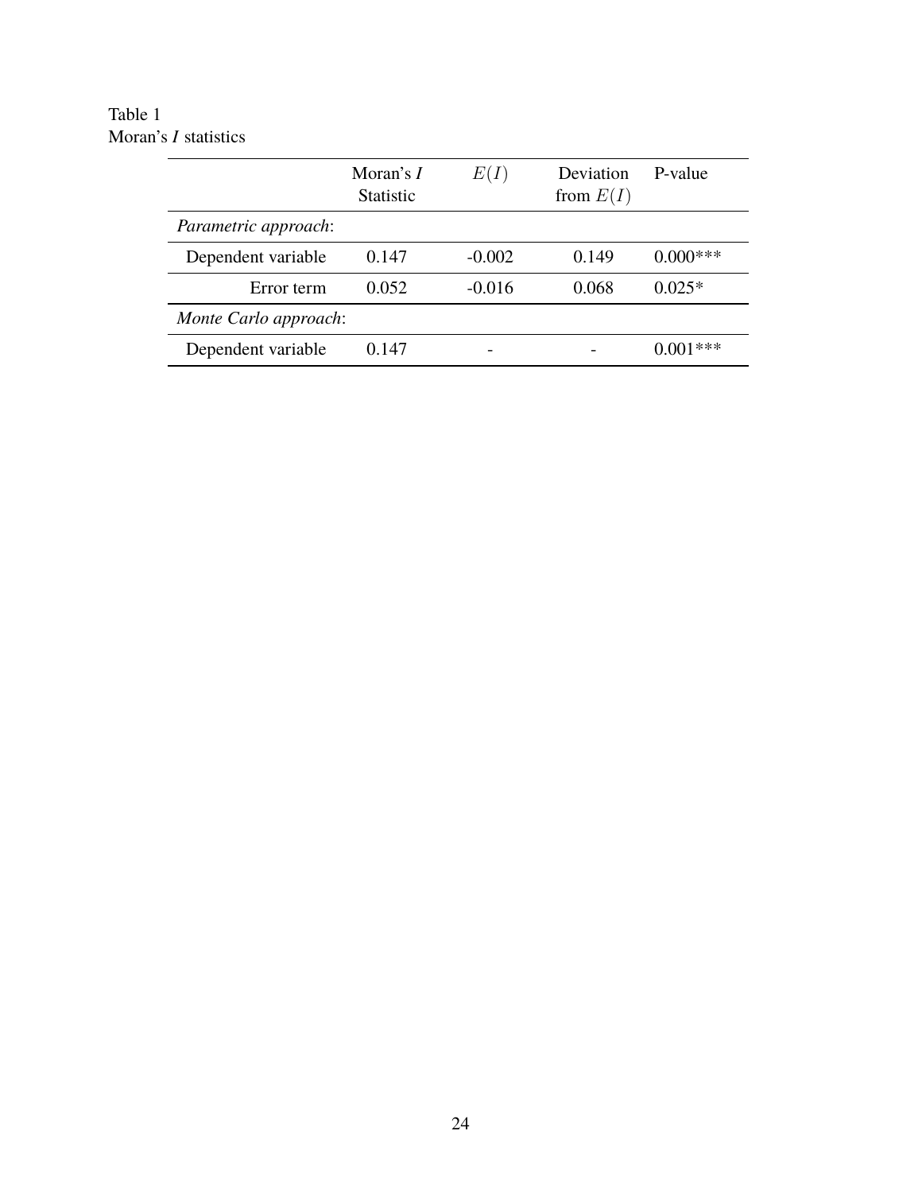Table 1
Moran's *I* statistics

| | Moran's *I* Statistic | $E(I)$ | Deviation from $E(I)$ | P-value |
|---|---|---|---|---|
| *Parametric approach*: | | | | |
| Dependent variable | 0.147 | -0.002 | 0.149 | 0.000*** |
| Error term | 0.052 | -0.016 | 0.068 | 0.025* |
| *Monte Carlo approach*: | | | | |
| Dependent variable | 0.147 | - | - | 0.001*** |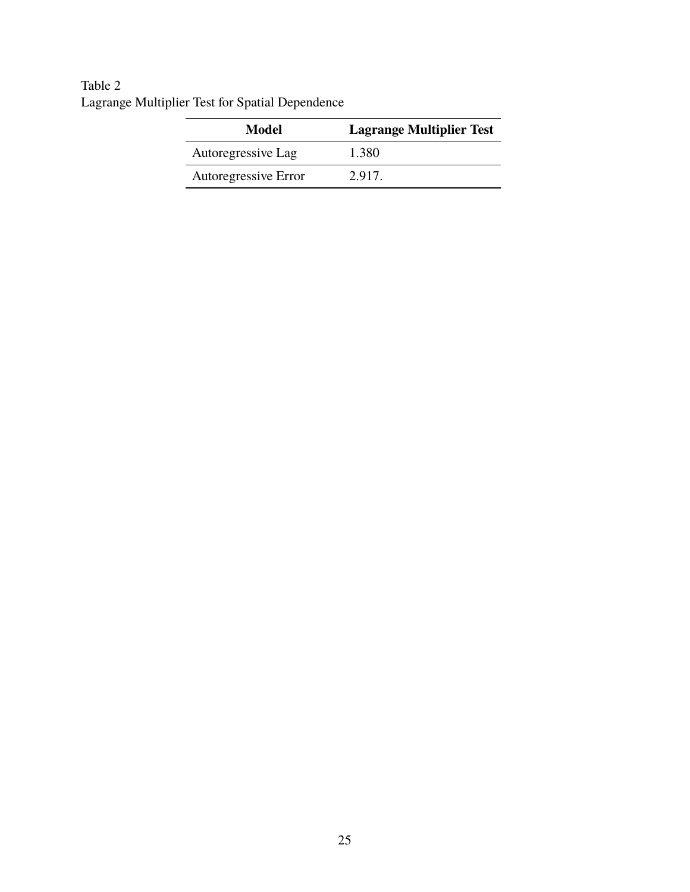Table 2
Lagrange Multiplier Test for Spatial Dependence

| Model | Lagrange Multiplier Test |
| --- | --- |
| Autoregressive Lag | 1.380 |
| Autoregressive Error | 2.917. |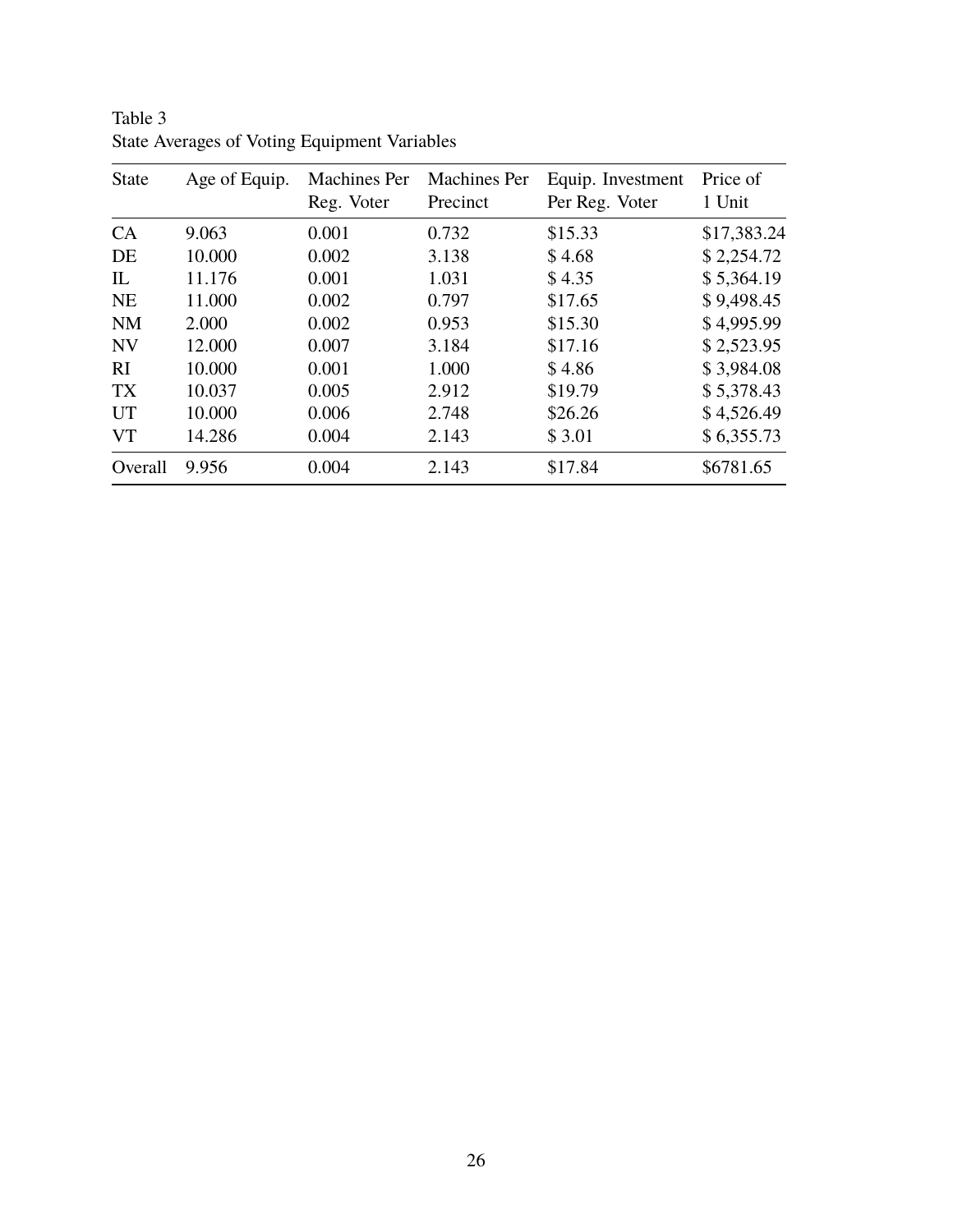Table 3
State Averages of Voting Equipment Variables

| State | Age of Equip. | Machines Per Reg. Voter | Machines Per Precinct | Equip. Investment Per Reg. Voter | Price of 1 Unit |
|---|---|---|---|---|---|
| CA | 9.063 | 0.001 | 0.732 | $15.33 | $17,383.24 |
| DE | 10.000 | 0.002 | 3.138 | $ 4.68 | $ 2,254.72 |
| IL | 11.176 | 0.001 | 1.031 | $ 4.35 | $ 5,364.19 |
| NE | 11.000 | 0.002 | 0.797 | $17.65 | $ 9,498.45 |
| NM | 2.000 | 0.002 | 0.953 | $15.30 | $ 4,995.99 |
| NV | 12.000 | 0.007 | 3.184 | $17.16 | $ 2,523.95 |
| RI | 10.000 | 0.001 | 1.000 | $ 4.86 | $ 3,984.08 |
| TX | 10.037 | 0.005 | 2.912 | $19.79 | $ 5,378.43 |
| UT | 10.000 | 0.006 | 2.748 | $26.26 | $ 4,526.49 |
| VT | 14.286 | 0.004 | 2.143 | $ 3.01 | $ 6,355.73 |
| Overall | 9.956 | 0.004 | 2.143 | $17.84 | $6781.65 |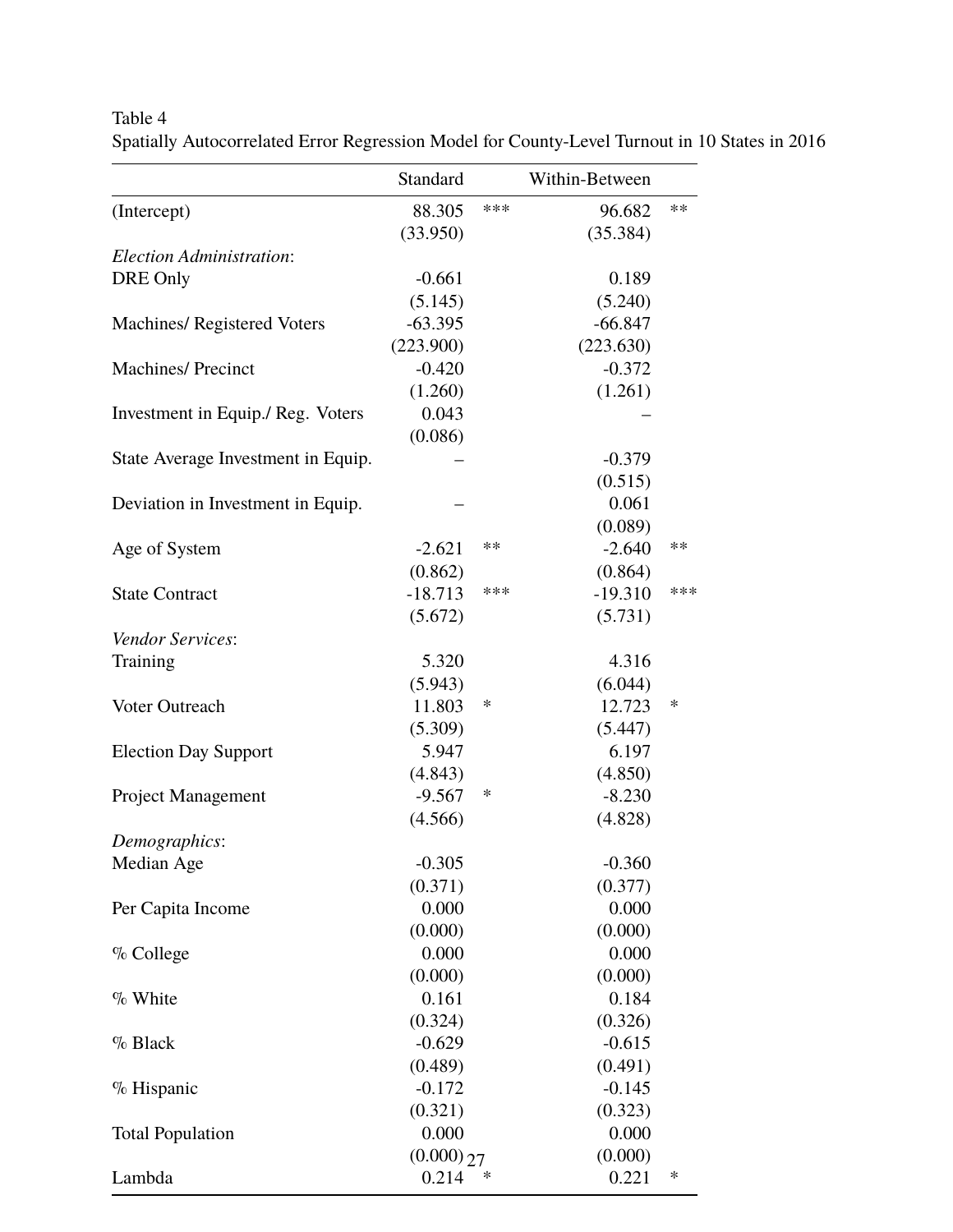Table 4
Spatially Autocorrelated Error Regression Model for County-Level Turnout in 10 States in 2016

| | Standard | | Within-Between | |
|---|---|---|---|---|
| (Intercept) | 88.305 | *** | 96.682 | ** |
| | (33.950) | | (35.384) | |
| *Election Administration*: | | | | |
| DRE Only | -0.661 | | 0.189 | |
| | (5.145) | | (5.240) | |
| Machines/ Registered Voters | -63.395 | | -66.847 | |
| | (223.900) | | (223.630) | |
| Machines/ Precinct | -0.420 | | -0.372 | |
| | (1.260) | | (1.261) | |
| Investment in Equip./ Reg. Voters | 0.043 | | – | |
| | (0.086) | | | |
| State Average Investment in Equip. | – | | -0.379 | |
| | | | (0.515) | |
| Deviation in Investment in Equip. | – | | 0.061 | |
| | | | (0.089) | |
| Age of System | -2.621 | ** | -2.640 | ** |
| | (0.862) | | (0.864) | |
| State Contract | -18.713 | *** | -19.310 | *** |
| | (5.672) | | (5.731) | |
| *Vendor Services*: | | | | |
| Training | 5.320 | | 4.316 | |
| | (5.943) | | (6.044) | |
| Voter Outreach | 11.803 | * | 12.723 | * |
| | (5.309) | | (5.447) | |
| Election Day Support | 5.947 | | 6.197 | |
| | (4.843) | | (4.850) | |
| Project Management | -9.567 | * | -8.230 | |
| | (4.566) | | (4.828) | |
| *Demographics*: | | | | |
| Median Age | -0.305 | | -0.360 | |
| | (0.371) | | (0.377) | |
| Per Capita Income | 0.000 | | 0.000 | |
| | (0.000) | | (0.000) | |
| % College | 0.000 | | 0.000 | |
| | (0.000) | | (0.000) | |
| % White | 0.161 | | 0.184 | |
| | (0.324) | | (0.326) | |
| % Black | -0.629 | | -0.615 | |
| | (0.489) | | (0.491) | |
| % Hispanic | -0.172 | | -0.145 | |
| | (0.321) | | (0.323) | |
| Total Population | 0.000 | | 0.000 | |
| | (0.000) | | (0.000) | |
| Lambda | 0.214 | * | 0.221 | * |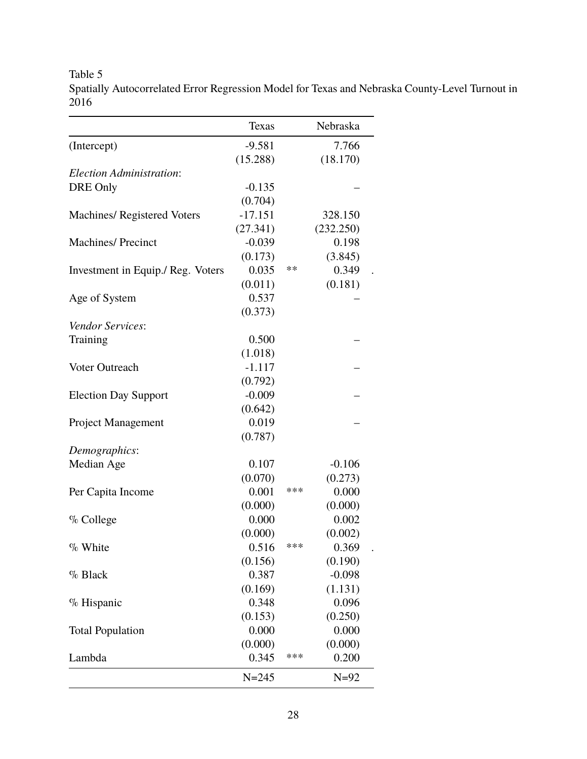Table 5
Spatially Autocorrelated Error Regression Model for Texas and Nebraska County-Level Turnout in 2016

| | Texas | | Nebraska | |
|---|---|---|---|---|
| (Intercept) | -9.581 | | 7.766 | |
| | (15.288) | | (18.170) | |
| *Election Administration*: | | | | |
| DRE Only | -0.135 | | – | |
| | (0.704) | | | |
| Machines/ Registered Voters | -17.151 | | 328.150 | |
| | (27.341) | | (232.250) | |
| Machines/ Precinct | -0.039 | | 0.198 | |
| | (0.173) | | (3.845) | |
| Investment in Equip./ Reg. Voters | 0.035 | ** | 0.349 | . |
| | (0.011) | | (0.181) | |
| Age of System | 0.537 | | – | |
| | (0.373) | | | |
| *Vendor Services*: | | | | |
| Training | 0.500 | | – | |
| | (1.018) | | | |
| Voter Outreach | -1.117 | | – | |
| | (0.792) | | | |
| Election Day Support | -0.009 | | – | |
| | (0.642) | | | |
| Project Management | 0.019 | | – | |
| | (0.787) | | | |
| *Demographics*: | | | | |
| Median Age | 0.107 | | -0.106 | |
| | (0.070) | | (0.273) | |
| Per Capita Income | 0.001 | *** | 0.000 | |
| | (0.000) | | (0.000) | |
| % College | 0.000 | | 0.002 | |
| | (0.000) | | (0.002) | |
| % White | 0.516 | *** | 0.369 | . |
| | (0.156) | | (0.190) | |
| % Black | 0.387 | | -0.098 | |
| | (0.169) | | (1.131) | |
| % Hispanic | 0.348 | | 0.096 | |
| | (0.153) | | (0.250) | |
| Total Population | 0.000 | | 0.000 | |
| | (0.000) | | (0.000) | |
| Lambda | 0.345 | *** | 0.200 | |
| | N=245 | | N=92 | |